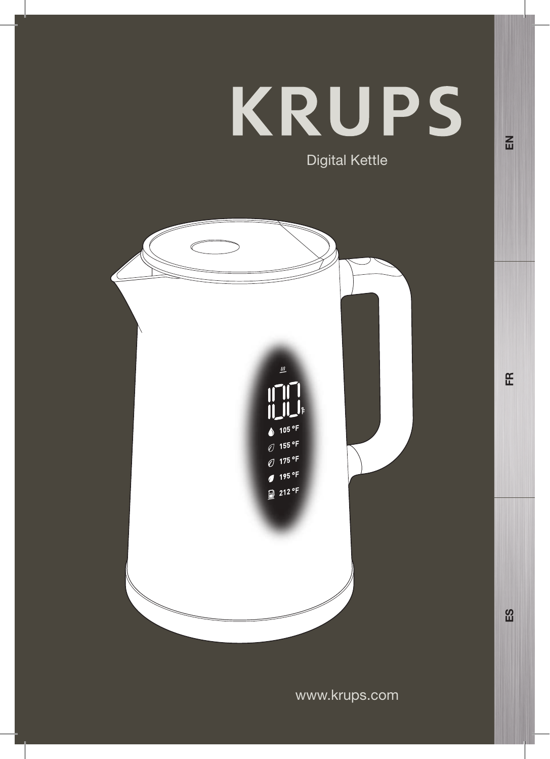# KRUPS

Digital Kettle

EN

FR

ES

www.krups.com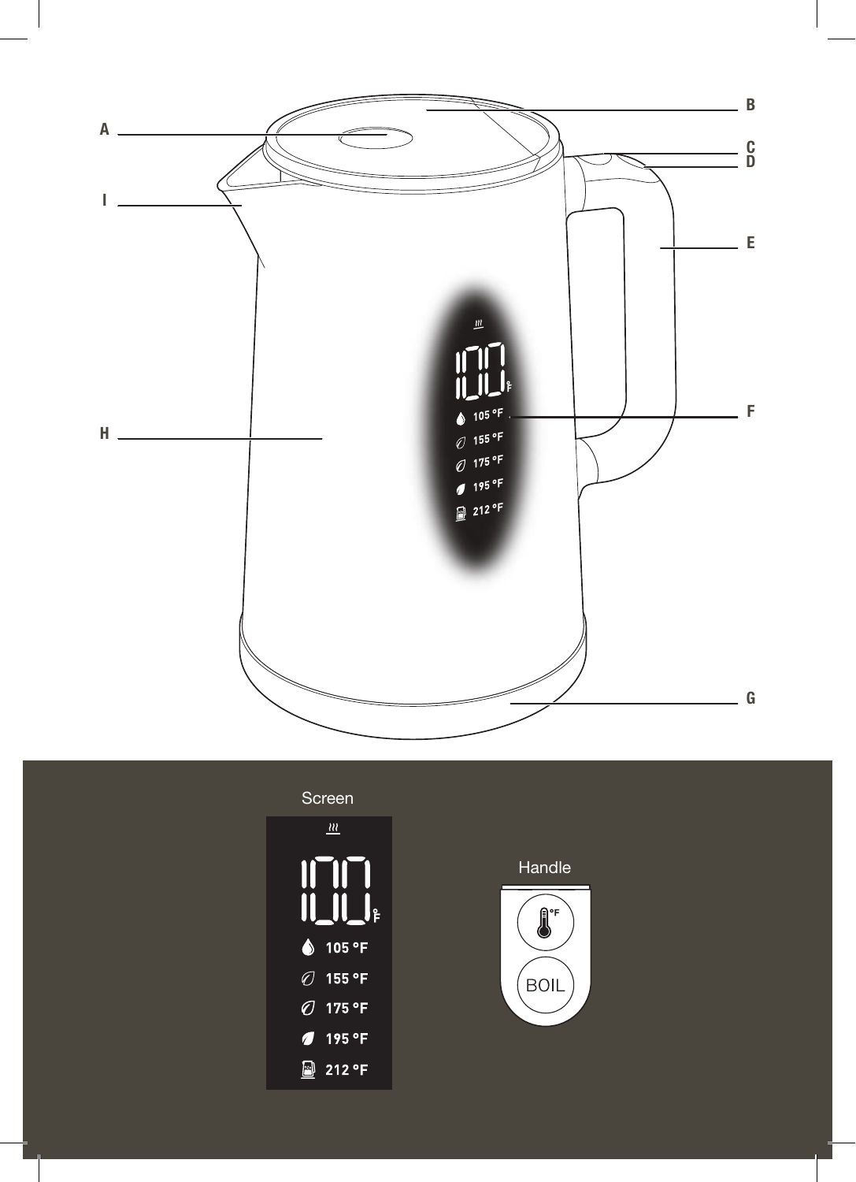A

B

C

D

I

E

F

H

G

Screen

100°F

105 °F

155 °F

175 °F

195 °F

212 °F

Handle

°F

BOIL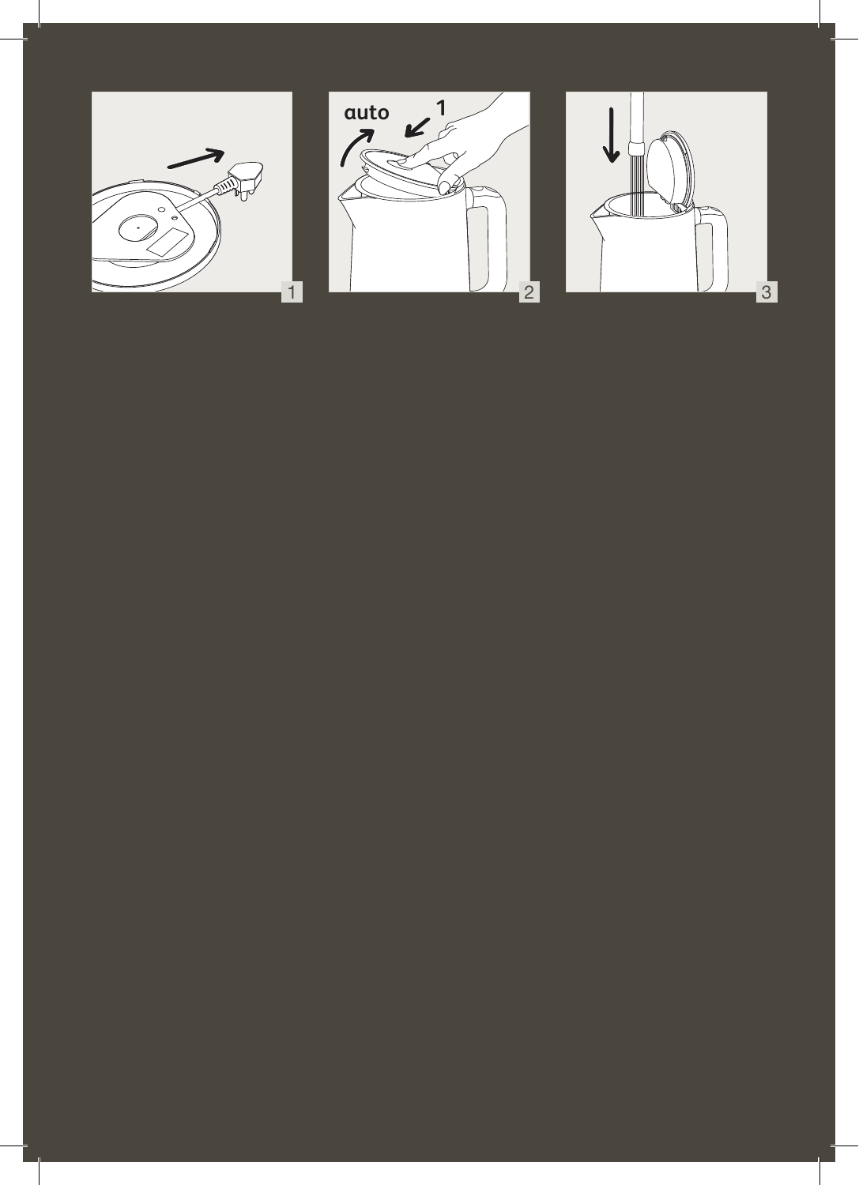auto

1

1

2

3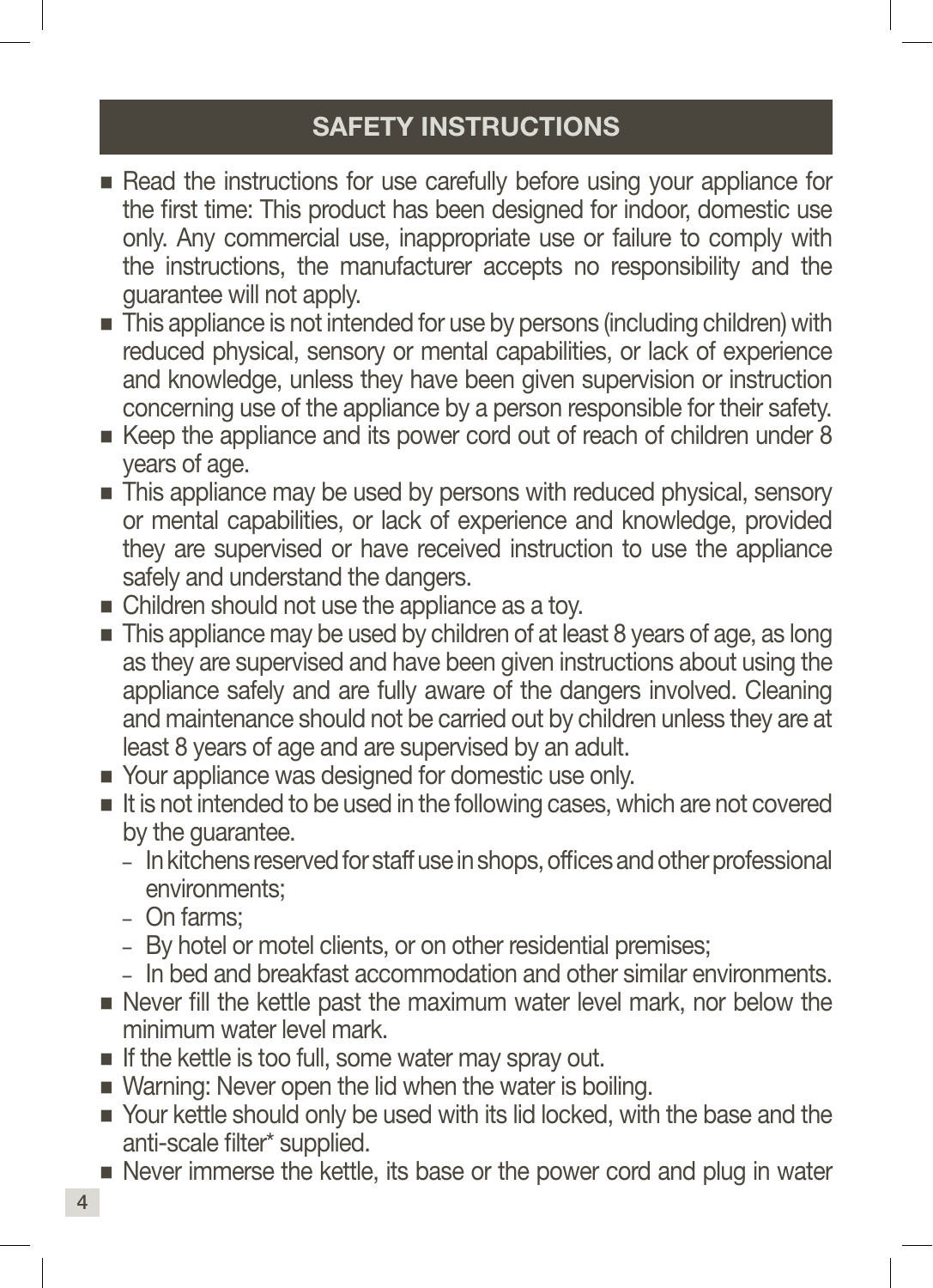## SAFETY INSTRUCTIONS

- Read the instructions for use carefully before using your appliance for the first time: This product has been designed for indoor, domestic use only. Any commercial use, inappropriate use or failure to comply with the instructions, the manufacturer accepts no responsibility and the guarantee will not apply.
- This appliance is not intended for use by persons (including children) with reduced physical, sensory or mental capabilities, or lack of experience and knowledge, unless they have been given supervision or instruction concerning use of the appliance by a person responsible for their safety.
- Keep the appliance and its power cord out of reach of children under 8 years of age.
- This appliance may be used by persons with reduced physical, sensory or mental capabilities, or lack of experience and knowledge, provided they are supervised or have received instruction to use the appliance safely and understand the dangers.
- Children should not use the appliance as a toy.
- This appliance may be used by children of at least 8 years of age, as long as they are supervised and have been given instructions about using the appliance safely and are fully aware of the dangers involved. Cleaning and maintenance should not be carried out by children unless they are at least 8 years of age and are supervised by an adult.
- Your appliance was designed for domestic use only.
- It is not intended to be used in the following cases, which are not covered by the guarantee.
  - In kitchens reserved for staff use in shops, offices and other professional environments;
  - On farms;
  - By hotel or motel clients, or on other residential premises;
  - In bed and breakfast accommodation and other similar environments.
- Never fill the kettle past the maximum water level mark, nor below the minimum water level mark.
- If the kettle is too full, some water may spray out.
- Warning: Never open the lid when the water is boiling.
- Your kettle should only be used with its lid locked, with the base and the anti-scale filter* supplied.
- Never immerse the kettle, its base or the power cord and plug in water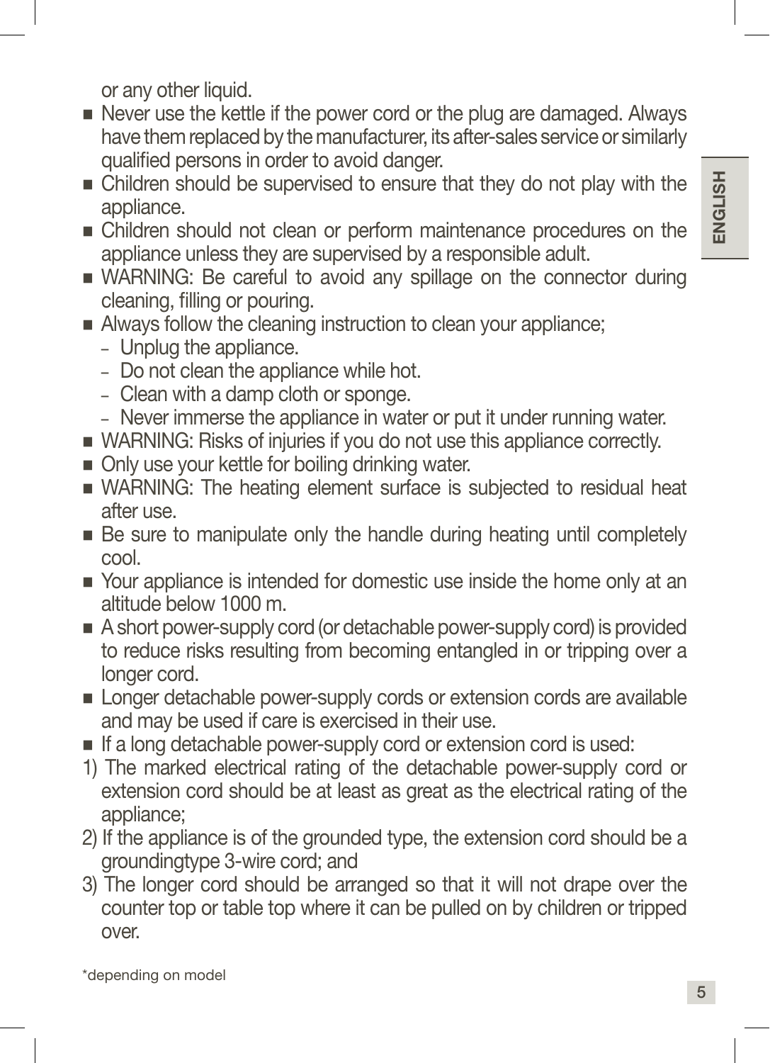or any other liquid.

- Never use the kettle if the power cord or the plug are damaged. Always have them replaced by the manufacturer, its after-sales service or similarly qualified persons in order to avoid danger.
- Children should be supervised to ensure that they do not play with the appliance.
- Children should not clean or perform maintenance procedures on the appliance unless they are supervised by a responsible adult.
- WARNING: Be careful to avoid any spillage on the connector during cleaning, filling or pouring.
- Always follow the cleaning instruction to clean your appliance;
  - Unplug the appliance.
  - Do not clean the appliance while hot.
  - Clean with a damp cloth or sponge.
  - Never immerse the appliance in water or put it under running water.
- WARNING: Risks of injuries if you do not use this appliance correctly.
- Only use your kettle for boiling drinking water.
- WARNING: The heating element surface is subjected to residual heat after use.
- Be sure to manipulate only the handle during heating until completely cool.
- Your appliance is intended for domestic use inside the home only at an altitude below 1000 m.
- A short power-supply cord (or detachable power-supply cord) is provided to reduce risks resulting from becoming entangled in or tripping over a longer cord.
- Longer detachable power-supply cords or extension cords are available and may be used if care is exercised in their use.
- If a long detachable power-supply cord or extension cord is used:

1) The marked electrical rating of the detachable power-supply cord or extension cord should be at least as great as the electrical rating of the appliance;
2) If the appliance is of the grounded type, the extension cord should be a groundingtype 3-wire cord; and
3) The longer cord should be arranged so that it will not drape over the counter top or table top where it can be pulled on by children or tripped over.

*depending on model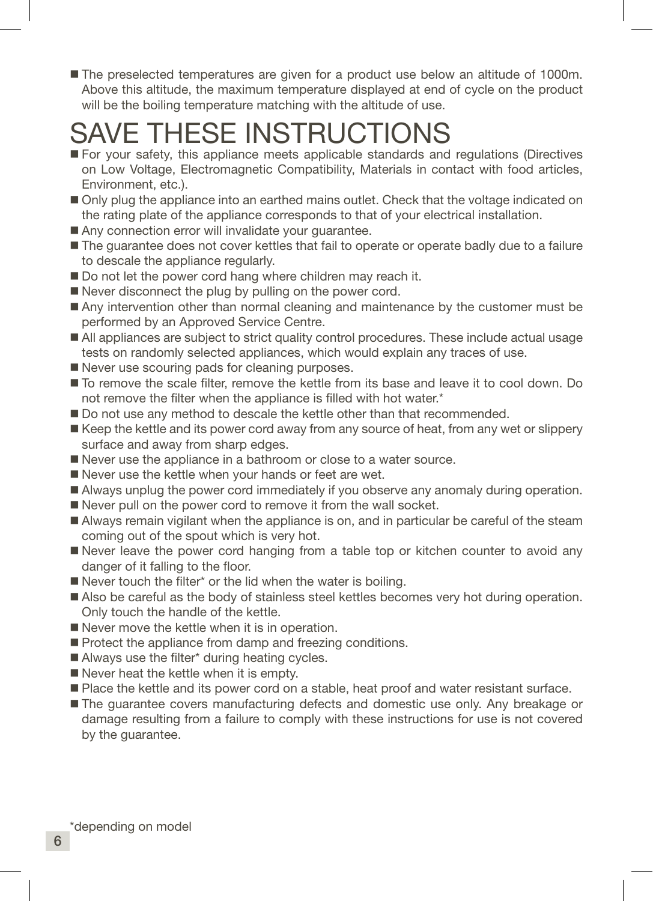- The preselected temperatures are given for a product use below an altitude of 1000m. Above this altitude, the maximum temperature displayed at end of cycle on the product will be the boiling temperature matching with the altitude of use.

# SAVE THESE INSTRUCTIONS

- For your safety, this appliance meets applicable standards and regulations (Directives on Low Voltage, Electromagnetic Compatibility, Materials in contact with food articles, Environment, etc.).
- Only plug the appliance into an earthed mains outlet. Check that the voltage indicated on the rating plate of the appliance corresponds to that of your electrical installation.
- Any connection error will invalidate your guarantee.
- The guarantee does not cover kettles that fail to operate or operate badly due to a failure to descale the appliance regularly.
- Do not let the power cord hang where children may reach it.
- Never disconnect the plug by pulling on the power cord.
- Any intervention other than normal cleaning and maintenance by the customer must be performed by an Approved Service Centre.
- All appliances are subject to strict quality control procedures. These include actual usage tests on randomly selected appliances, which would explain any traces of use.
- Never use scouring pads for cleaning purposes.
- To remove the scale filter, remove the kettle from its base and leave it to cool down. Do not remove the filter when the appliance is filled with hot water.*
- Do not use any method to descale the kettle other than that recommended.
- Keep the kettle and its power cord away from any source of heat, from any wet or slippery surface and away from sharp edges.
- Never use the appliance in a bathroom or close to a water source.
- Never use the kettle when your hands or feet are wet.
- Always unplug the power cord immediately if you observe any anomaly during operation.
- Never pull on the power cord to remove it from the wall socket.
- Always remain vigilant when the appliance is on, and in particular be careful of the steam coming out of the spout which is very hot.
- Never leave the power cord hanging from a table top or kitchen counter to avoid any danger of it falling to the floor.
- Never touch the filter* or the lid when the water is boiling.
- Also be careful as the body of stainless steel kettles becomes very hot during operation. Only touch the handle of the kettle.
- Never move the kettle when it is in operation.
- Protect the appliance from damp and freezing conditions.
- Always use the filter* during heating cycles.
- Never heat the kettle when it is empty.
- Place the kettle and its power cord on a stable, heat proof and water resistant surface.
- The guarantee covers manufacturing defects and domestic use only. Any breakage or damage resulting from a failure to comply with these instructions for use is not covered by the guarantee.

*depending on model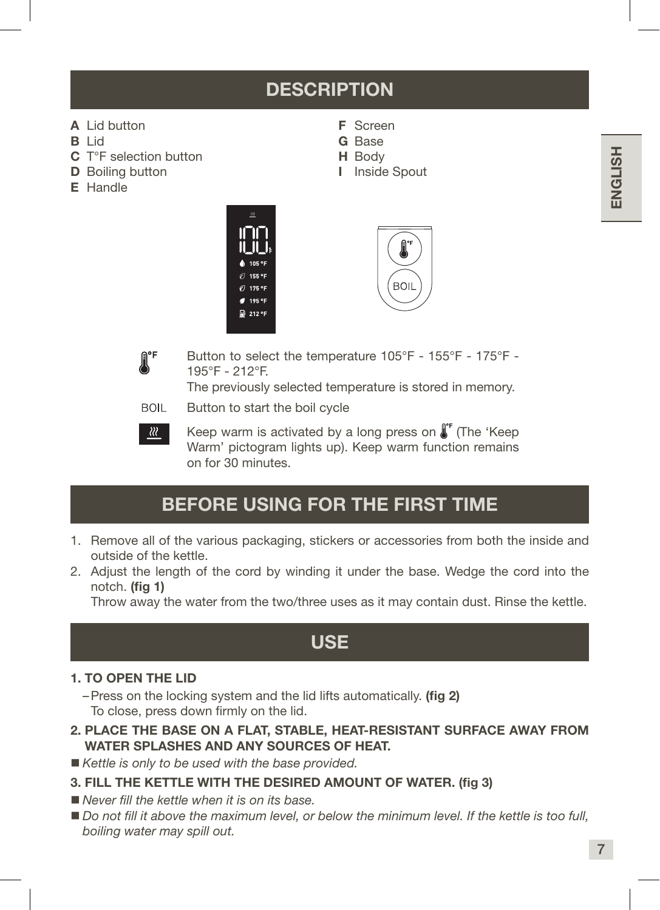## DESCRIPTION

**A** Lid button
**B** Lid
**C** T°F selection button
**D** Boiling button
**E** Handle
**F** Screen
**G** Base
**H** Body
**I** Inside Spout

| | |
|---|---|
| °F | Button to select the temperature 105°F - 155°F - 175°F - 195°F - 212°F. The previously selected temperature is stored in memory. |
| BOIL | Button to start the boil cycle |
| | Keep warm is activated by a long press on °F (The 'Keep Warm' pictogram lights up). Keep warm function remains on for 30 minutes. |

## BEFORE USING FOR THE FIRST TIME

1. Remove all of the various packaging, stickers or accessories from both the inside and outside of the kettle.
2. Adjust the length of the cord by winding it under the base. Wedge the cord into the notch. **(fig 1)**
   Throw away the water from the two/three uses as it may contain dust. Rinse the kettle.

## USE

**1. TO OPEN THE LID**

– Press on the locking system and the lid lifts automatically. **(fig 2)**
  To close, press down firmly on the lid.

**2. PLACE THE BASE ON A FLAT, STABLE, HEAT-RESISTANT SURFACE AWAY FROM WATER SPLASHES AND ANY SOURCES OF HEAT.**

■ *Kettle is only to be used with the base provided.*

**3. FILL THE KETTLE WITH THE DESIRED AMOUNT OF WATER. (fig 3)**

■ *Never fill the kettle when it is on its base.*

■ *Do not fill it above the maximum level, or below the minimum level. If the kettle is too full, boiling water may spill out.*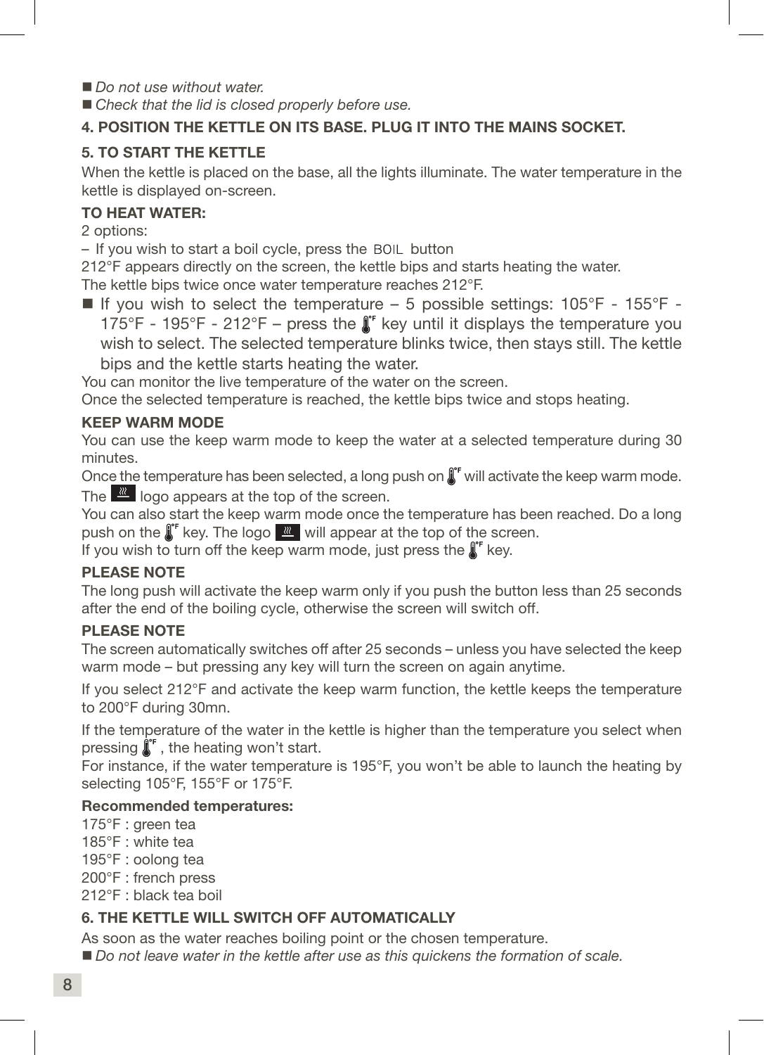- *Do not use without water.*
- *Check that the lid is closed properly before use.*

**4. POSITION THE KETTLE ON ITS BASE. PLUG IT INTO THE MAINS SOCKET.**

**5. TO START THE KETTLE**

When the kettle is placed on the base, all the lights illuminate. The water temperature in the kettle is displayed on-screen.

**TO HEAT WATER:**

2 options:

– If you wish to start a boil cycle, press the BOIL button

212°F appears directly on the screen, the kettle bips and starts heating the water.
The kettle bips twice once water temperature reaches 212°F.

- If you wish to select the temperature – 5 possible settings: 105°F - 155°F - 175°F - 195°F - 212°F – press the °F key until it displays the temperature you wish to select. The selected temperature blinks twice, then stays still. The kettle bips and the kettle starts heating the water.

You can monitor the live temperature of the water on the screen.
Once the selected temperature is reached, the kettle bips twice and stops heating.

**KEEP WARM MODE**

You can use the keep warm mode to keep the water at a selected temperature during 30 minutes.
Once the temperature has been selected, a long push on °F will activate the keep warm mode.
The logo appears at the top of the screen.
You can also start the keep warm mode once the temperature has been reached. Do a long push on the °F key. The logo will appear at the top of the screen.
If you wish to turn off the keep warm mode, just press the °F key.

**PLEASE NOTE**

The long push will activate the keep warm only if you push the button less than 25 seconds after the end of the boiling cycle, otherwise the screen will switch off.

**PLEASE NOTE**

The screen automatically switches off after 25 seconds – unless you have selected the keep warm mode – but pressing any key will turn the screen on again anytime.

If you select 212°F and activate the keep warm function, the kettle keeps the temperature to 200°F during 30mn.

If the temperature of the water in the kettle is higher than the temperature you select when pressing °F , the heating won't start.
For instance, if the water temperature is 195°F, you won't be able to launch the heating by selecting 105°F, 155°F or 175°F.

**Recommended temperatures:**

175°F : green tea
185°F : white tea
195°F : oolong tea
200°F : french press
212°F : black tea boil

**6. THE KETTLE WILL SWITCH OFF AUTOMATICALLY**

As soon as the water reaches boiling point or the chosen temperature.

- *Do not leave water in the kettle after use as this quickens the formation of scale.*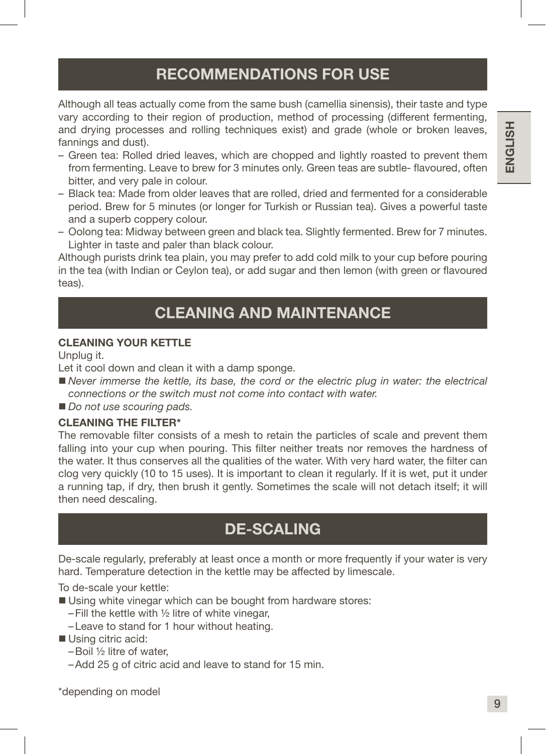## RECOMMENDATIONS FOR USE

Although all teas actually come from the same bush (camellia sinensis), their taste and type vary according to their region of production, method of processing (different fermenting, and drying processes and rolling techniques exist) and grade (whole or broken leaves, fannings and dust).

- Green tea: Rolled dried leaves, which are chopped and lightly roasted to prevent them from fermenting. Leave to brew for 3 minutes only. Green teas are subtle- flavoured, often bitter, and very pale in colour.
- Black tea: Made from older leaves that are rolled, dried and fermented for a considerable period. Brew for 5 minutes (or longer for Turkish or Russian tea). Gives a powerful taste and a superb coppery colour.
- Oolong tea: Midway between green and black tea. Slightly fermented. Brew for 7 minutes. Lighter in taste and paler than black colour.

Although purists drink tea plain, you may prefer to add cold milk to your cup before pouring in the tea (with Indian or Ceylon tea), or add sugar and then lemon (with green or flavoured teas).

## CLEANING AND MAINTENANCE

**CLEANING YOUR KETTLE**

Unplug it.

Let it cool down and clean it with a damp sponge.

- *Never immerse the kettle, its base, the cord or the electric plug in water: the electrical connections or the switch must not come into contact with water.*
- *Do not use scouring pads.*

**CLEANING THE FILTER***

The removable filter consists of a mesh to retain the particles of scale and prevent them falling into your cup when pouring. This filter neither treats nor removes the hardness of the water. It thus conserves all the qualities of the water. With very hard water, the filter can clog very quickly (10 to 15 uses). It is important to clean it regularly. If it is wet, put it under a running tap, if dry, then brush it gently. Sometimes the scale will not detach itself; it will then need descaling.

## DE-SCALING

De-scale regularly, preferably at least once a month or more frequently if your water is very hard. Temperature detection in the kettle may be affected by limescale.

To de-scale your kettle:

- Using white vinegar which can be bought from hardware stores:
  - Fill the kettle with ½ litre of white vinegar,
  - Leave to stand for 1 hour without heating.
- Using citric acid:
  - Boil ½ litre of water,
  - Add 25 g of citric acid and leave to stand for 15 min.

*depending on model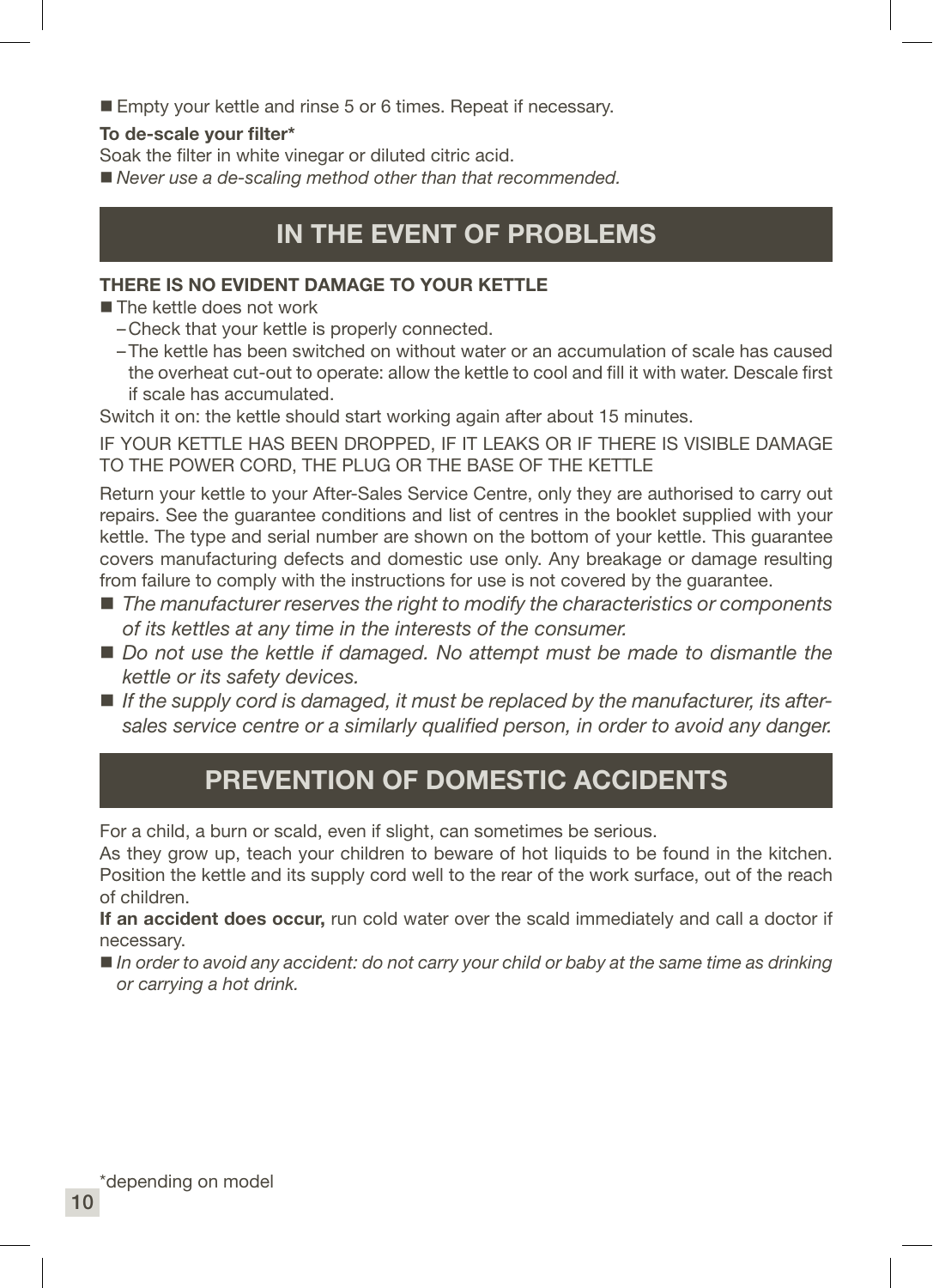- Empty your kettle and rinse 5 or 6 times. Repeat if necessary.

**To de-scale your filter***

Soak the filter in white vinegar or diluted citric acid.

- *Never use a de-scaling method other than that recommended.*

## IN THE EVENT OF PROBLEMS

**THERE IS NO EVIDENT DAMAGE TO YOUR KETTLE**

- The kettle does not work
  - Check that your kettle is properly connected.
  - The kettle has been switched on without water or an accumulation of scale has caused the overheat cut-out to operate: allow the kettle to cool and fill it with water. Descale first if scale has accumulated.

Switch it on: the kettle should start working again after about 15 minutes.

IF YOUR KETTLE HAS BEEN DROPPED, IF IT LEAKS OR IF THERE IS VISIBLE DAMAGE TO THE POWER CORD, THE PLUG OR THE BASE OF THE KETTLE

Return your kettle to your After-Sales Service Centre, only they are authorised to carry out repairs. See the guarantee conditions and list of centres in the booklet supplied with your kettle. The type and serial number are shown on the bottom of your kettle. This guarantee covers manufacturing defects and domestic use only. Any breakage or damage resulting from failure to comply with the instructions for use is not covered by the guarantee.

- *The manufacturer reserves the right to modify the characteristics or components of its kettles at any time in the interests of the consumer.*
- *Do not use the kettle if damaged. No attempt must be made to dismantle the kettle or its safety devices.*
- *If the supply cord is damaged, it must be replaced by the manufacturer, its after-sales service centre or a similarly qualified person, in order to avoid any danger.*

## PREVENTION OF DOMESTIC ACCIDENTS

For a child, a burn or scald, even if slight, can sometimes be serious.

As they grow up, teach your children to beware of hot liquids to be found in the kitchen. Position the kettle and its supply cord well to the rear of the work surface, out of the reach of children.

**If an accident does occur,** run cold water over the scald immediately and call a doctor if necessary.

- *In order to avoid any accident: do not carry your child or baby at the same time as drinking or carrying a hot drink.*

*depending on model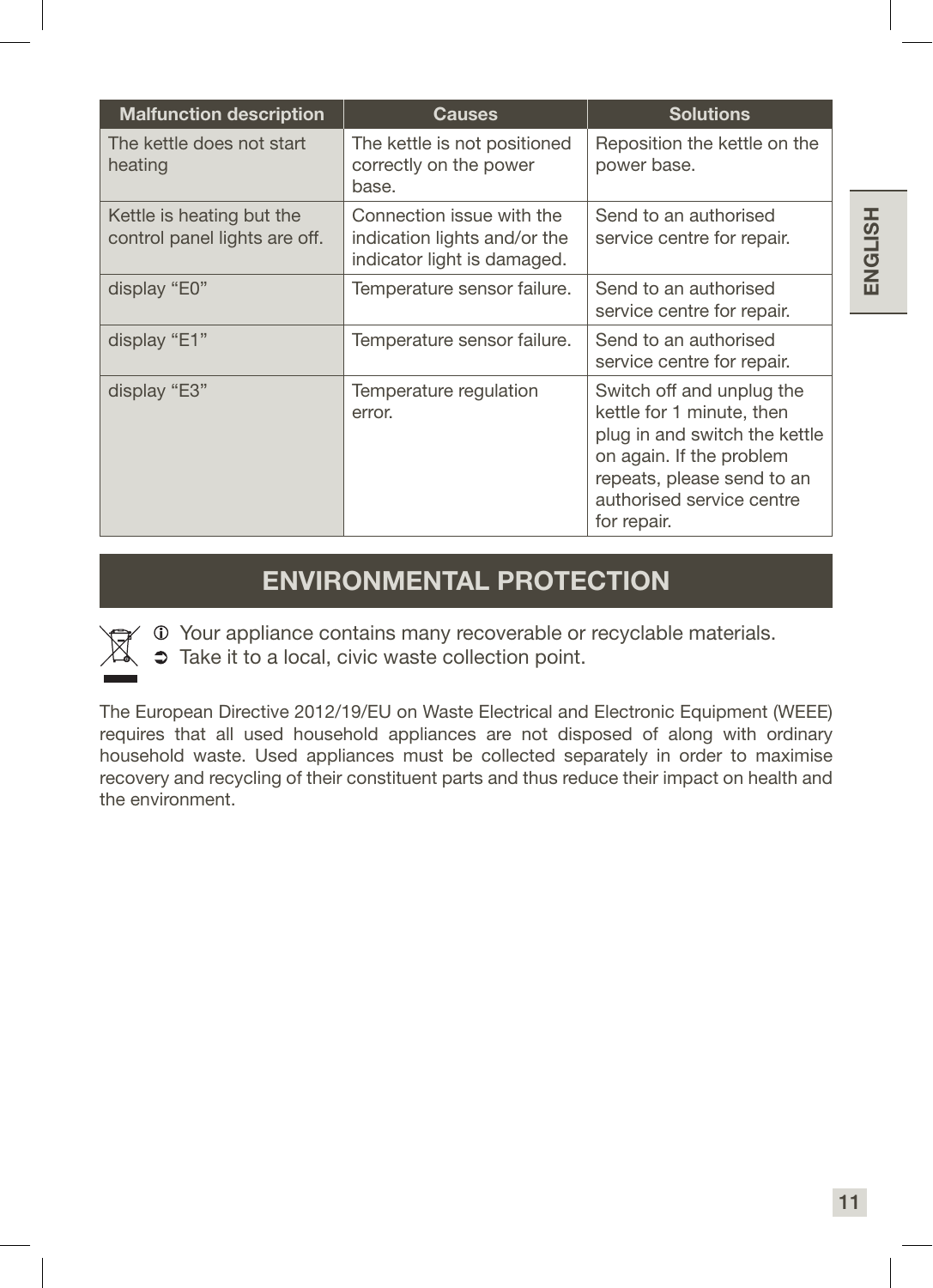| Malfunction description | Causes | Solutions |
|---|---|---|
| The kettle does not start heating | The kettle is not positioned correctly on the power base. | Reposition the kettle on the power base. |
| Kettle is heating but the control panel lights are off. | Connection issue with the indication lights and/or the indicator light is damaged. | Send to an authorised service centre for repair. |
| display “E0” | Temperature sensor failure. | Send to an authorised service centre for repair. |
| display “E1” | Temperature sensor failure. | Send to an authorised service centre for repair. |
| display “E3” | Temperature regulation error. | Switch off and unplug the kettle for 1 minute, then plug in and switch the kettle on again. If the problem repeats, please send to an authorised service centre for repair. |

## ENVIRONMENTAL PROTECTION

ⓘ Your appliance contains many recoverable or recyclable materials.

➲ Take it to a local, civic waste collection point.

The European Directive 2012/19/EU on Waste Electrical and Electronic Equipment (WEEE) requires that all used household appliances are not disposed of along with ordinary household waste. Used appliances must be collected separately in order to maximise recovery and recycling of their constituent parts and thus reduce their impact on health and the environment.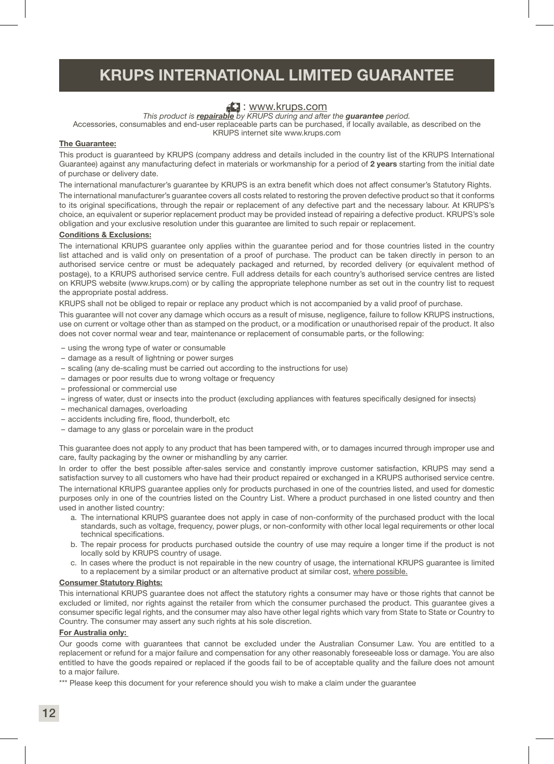# KRUPS INTERNATIONAL LIMITED GUARANTEE

: www.krups.com

*This product is **repairable** by KRUPS during and after the **guarantee** period.*

Accessories, consumables and end-user replaceable parts can be purchased, if locally available, as described on the KRUPS internet site www.krups.com

**The Guarantee:**

This product is guaranteed by KRUPS (company address and details included in the country list of the KRUPS International Guarantee) against any manufacturing defect in materials or workmanship for a period of **2 years** starting from the initial date of purchase or delivery date.

The international manufacturer's guarantee by KRUPS is an extra benefit which does not affect consumer's Statutory Rights.

The international manufacturer's guarantee covers all costs related to restoring the proven defective product so that it conforms to its original specifications, through the repair or replacement of any defective part and the necessary labour. At KRUPS's choice, an equivalent or superior replacement product may be provided instead of repairing a defective product. KRUPS's sole obligation and your exclusive resolution under this guarantee are limited to such repair or replacement.

**Conditions & Exclusions:**

The international KRUPS guarantee only applies within the guarantee period and for those countries listed in the country list attached and is valid only on presentation of a proof of purchase. The product can be taken directly in person to an authorised service centre or must be adequately packaged and returned, by recorded delivery (or equivalent method of postage), to a KRUPS authorised service centre. Full address details for each country's authorised service centres are listed on KRUPS website (www.krups.com) or by calling the appropriate telephone number as set out in the country list to request the appropriate postal address.

KRUPS shall not be obliged to repair or replace any product which is not accompanied by a valid proof of purchase.

This guarantee will not cover any damage which occurs as a result of misuse, negligence, failure to follow KRUPS instructions, use on current or voltage other than as stamped on the product, or a modification or unauthorised repair of the product. It also does not cover normal wear and tear, maintenance or replacement of consumable parts, or the following:

- using the wrong type of water or consumable
- damage as a result of lightning or power surges
- scaling (any de-scaling must be carried out according to the instructions for use)
- damages or poor results due to wrong voltage or frequency
- professional or commercial use
- ingress of water, dust or insects into the product (excluding appliances with features specifically designed for insects)
- mechanical damages, overloading
- accidents including fire, flood, thunderbolt, etc
- damage to any glass or porcelain ware in the product

This guarantee does not apply to any product that has been tampered with, or to damages incurred through improper use and care, faulty packaging by the owner or mishandling by any carrier.

In order to offer the best possible after-sales service and constantly improve customer satisfaction, KRUPS may send a satisfaction survey to all customers who have had their product repaired or exchanged in a KRUPS authorised service centre.

The international KRUPS guarantee applies only for products purchased in one of the countries listed, and used for domestic purposes only in one of the countries listed on the Country List. Where a product purchased in one listed country and then used in another listed country:

a. The international KRUPS guarantee does not apply in case of non-conformity of the purchased product with the local standards, such as voltage, frequency, power plugs, or non-conformity with other local legal requirements or other local technical specifications.
b. The repair process for products purchased outside the country of use may require a longer time if the product is not locally sold by KRUPS country of usage.
c. In cases where the product is not repairable in the new country of usage, the international KRUPS guarantee is limited to a replacement by a similar product or an alternative product at similar cost, where possible.

**Consumer Statutory Rights:**

This international KRUPS guarantee does not affect the statutory rights a consumer may have or those rights that cannot be excluded or limited, nor rights against the retailer from which the consumer purchased the product. This guarantee gives a consumer specific legal rights, and the consumer may also have other legal rights which vary from State to State or Country to Country. The consumer may assert any such rights at his sole discretion.

**For Australia only:**

Our goods come with guarantees that cannot be excluded under the Australian Consumer Law. You are entitled to a replacement or refund for a major failure and compensation for any other reasonably foreseeable loss or damage. You are also entitled to have the goods repaired or replaced if the goods fail to be of acceptable quality and the failure does not amount to a major failure.

*** Please keep this document for your reference should you wish to make a claim under the guarantee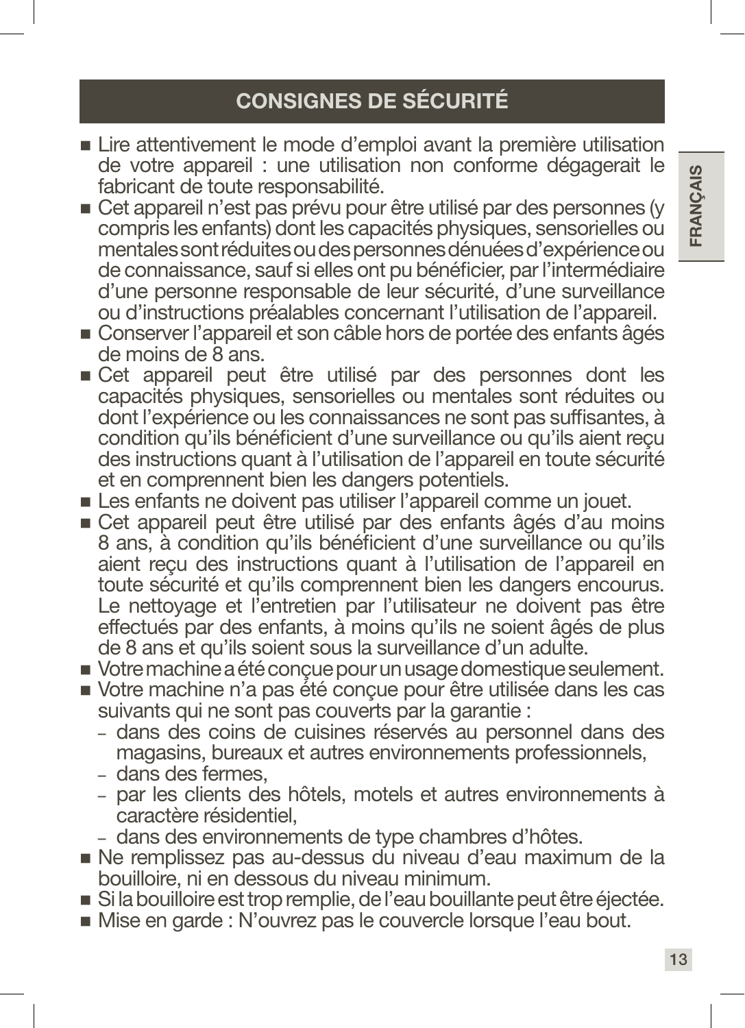## CONSIGNES DE SÉCURITÉ

- Lire attentivement le mode d'emploi avant la première utilisation de votre appareil : une utilisation non conforme dégagerait le fabricant de toute responsabilité.
- Cet appareil n'est pas prévu pour être utilisé par des personnes (y compris les enfants) dont les capacités physiques, sensorielles ou mentales sont réduites ou des personnes dénuées d'expérience ou de connaissance, sauf si elles ont pu bénéficier, par l'intermédiaire d'une personne responsable de leur sécurité, d'une surveillance ou d'instructions préalables concernant l'utilisation de l'appareil.
- Conserver l'appareil et son câble hors de portée des enfants âgés de moins de 8 ans.
- Cet appareil peut être utilisé par des personnes dont les capacités physiques, sensorielles ou mentales sont réduites ou dont l'expérience ou les connaissances ne sont pas suffisantes, à condition qu'ils bénéficient d'une surveillance ou qu'ils aient reçu des instructions quant à l'utilisation de l'appareil en toute sécurité et en comprennent bien les dangers potentiels.
- Les enfants ne doivent pas utiliser l'appareil comme un jouet.
- Cet appareil peut être utilisé par des enfants âgés d'au moins 8 ans, à condition qu'ils bénéficient d'une surveillance ou qu'ils aient reçu des instructions quant à l'utilisation de l'appareil en toute sécurité et qu'ils comprennent bien les dangers encourus. Le nettoyage et l'entretien par l'utilisateur ne doivent pas être effectués par des enfants, à moins qu'ils ne soient âgés de plus de 8 ans et qu'ils soient sous la surveillance d'un adulte.
- Votre machine a été conçue pour un usage domestique seulement.
- Votre machine n'a pas été conçue pour être utilisée dans les cas suivants qui ne sont pas couverts par la garantie :
  - dans des coins de cuisines réservés au personnel dans des magasins, bureaux et autres environnements professionnels,
  - dans des fermes,
  - par les clients des hôtels, motels et autres environnements à caractère résidentiel,
  - dans des environnements de type chambres d'hôtes.
- Ne remplissez pas au-dessus du niveau d'eau maximum de la bouilloire, ni en dessous du niveau minimum.
- Si la bouilloire est trop remplie, de l'eau bouillante peut être éjectée.
- Mise en garde : N'ouvrez pas le couvercle lorsque l'eau bout.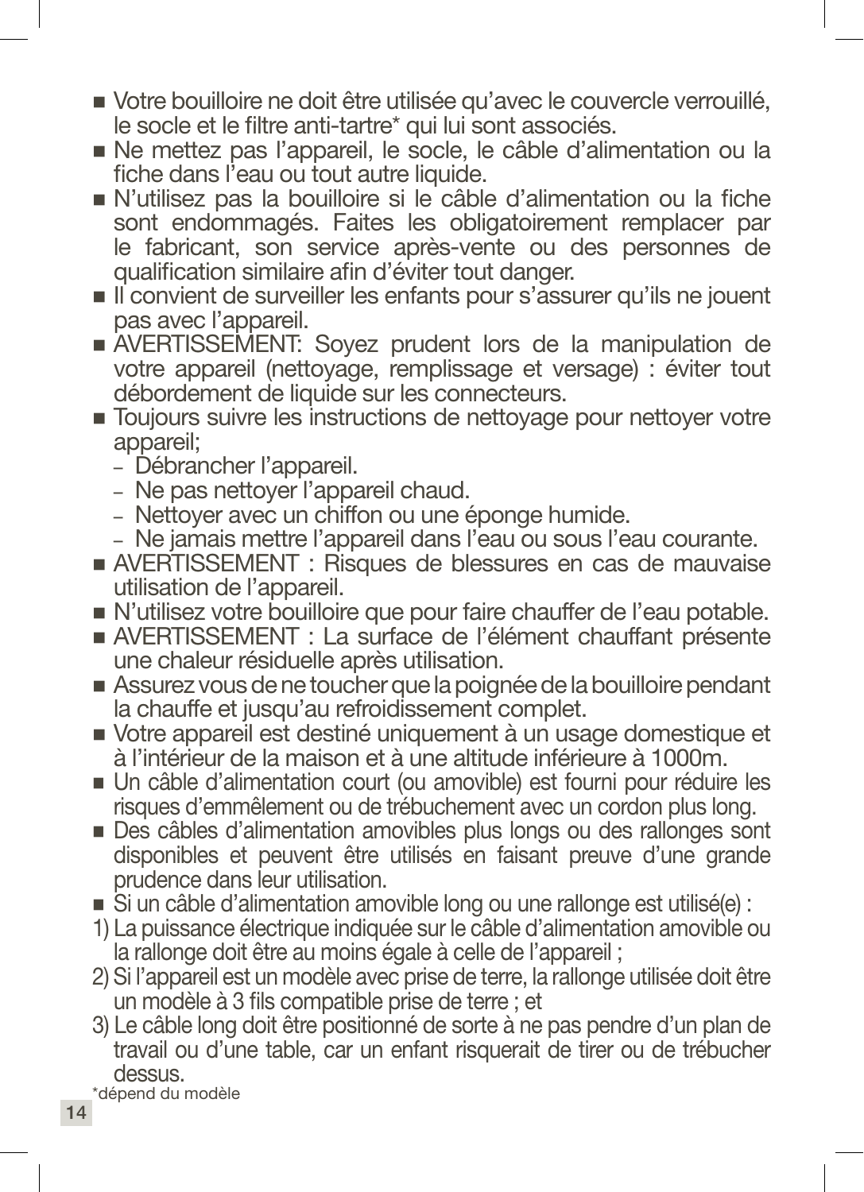- Votre bouilloire ne doit être utilisée qu'avec le couvercle verrouillé, le socle et le filtre anti-tartre* qui lui sont associés.
- Ne mettez pas l'appareil, le socle, le câble d'alimentation ou la fiche dans l'eau ou tout autre liquide.
- N'utilisez pas la bouilloire si le câble d'alimentation ou la fiche sont endommagés. Faites les obligatoirement remplacer par le fabricant, son service après-vente ou des personnes de qualification similaire afin d'éviter tout danger.
- Il convient de surveiller les enfants pour s'assurer qu'ils ne jouent pas avec l'appareil.
- AVERTISSEMENT: Soyez prudent lors de la manipulation de votre appareil (nettoyage, remplissage et versage) : éviter tout débordement de liquide sur les connecteurs.
- Toujours suivre les instructions de nettoyage pour nettoyer votre appareil;
  - Débrancher l'appareil.
  - Ne pas nettoyer l'appareil chaud.
  - Nettoyer avec un chiffon ou une éponge humide.
  - Ne jamais mettre l'appareil dans l'eau ou sous l'eau courante.
- AVERTISSEMENT : Risques de blessures en cas de mauvaise utilisation de l'appareil.
- N'utilisez votre bouilloire que pour faire chauffer de l'eau potable.
- AVERTISSEMENT : La surface de l'élément chauffant présente une chaleur résiduelle après utilisation.
- Assurez vous de ne toucher que la poignée de la bouilloire pendant la chauffe et jusqu'au refroidissement complet.
- Votre appareil est destiné uniquement à un usage domestique et à l'intérieur de la maison et à une altitude inférieure à 1000m.
- Un câble d'alimentation court (ou amovible) est fourni pour réduire les risques d'emmêlement ou de trébuchement avec un cordon plus long.
- Des câbles d'alimentation amovibles plus longs ou des rallonges sont disponibles et peuvent être utilisés en faisant preuve d'une grande prudence dans leur utilisation.
- Si un câble d'alimentation amovible long ou une rallonge est utilisé(e) :

1) La puissance électrique indiquée sur le câble d'alimentation amovible ou la rallonge doit être au moins égale à celle de l'appareil ;
2) Si l'appareil est un modèle avec prise de terre, la rallonge utilisée doit être un modèle à 3 fils compatible prise de terre ; et
3) Le câble long doit être positionné de sorte à ne pas pendre d'un plan de travail ou d'une table, car un enfant risquerait de tirer ou de trébucher dessus.

*dépend du modèle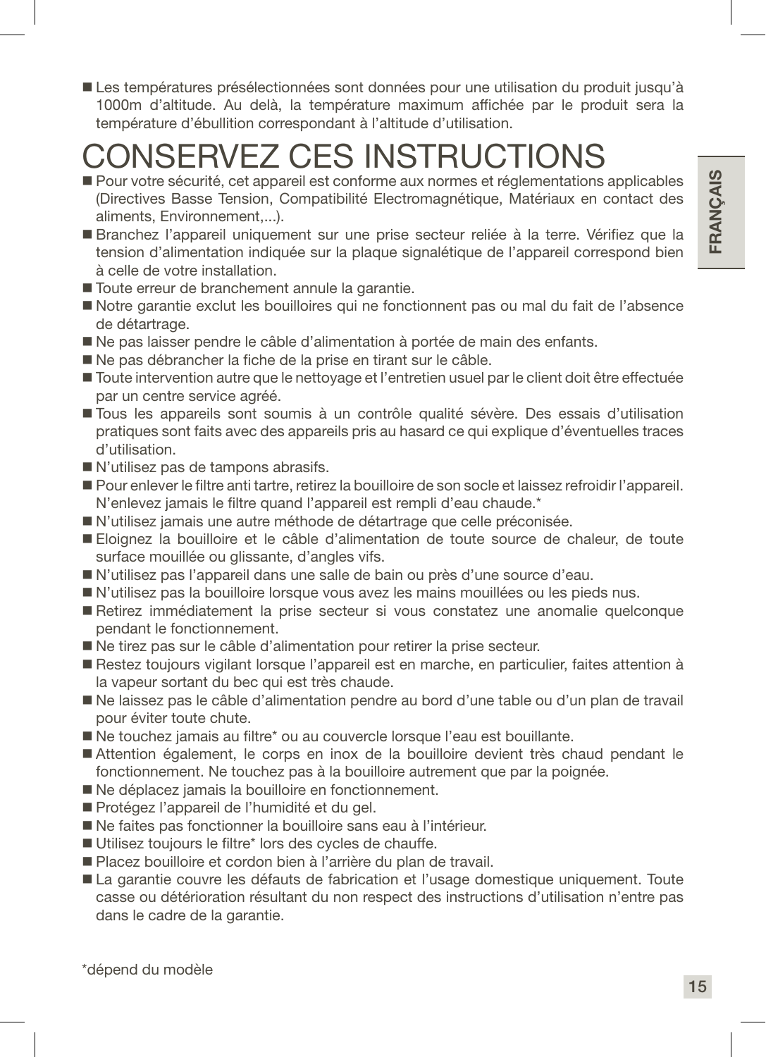- Les températures présélectionnées sont données pour une utilisation du produit jusqu'à 1000m d'altitude. Au delà, la température maximum affichée par le produit sera la température d'ébullition correspondant à l'altitude d'utilisation.

# CONSERVEZ CES INSTRUCTIONS

- Pour votre sécurité, cet appareil est conforme aux normes et réglementations applicables (Directives Basse Tension, Compatibilité Electromagnétique, Matériaux en contact des aliments, Environnement,...).
- Branchez l'appareil uniquement sur une prise secteur reliée à la terre. Vérifiez que la tension d'alimentation indiquée sur la plaque signalétique de l'appareil correspond bien à celle de votre installation.
- Toute erreur de branchement annule la garantie.
- Notre garantie exclut les bouilloires qui ne fonctionnent pas ou mal du fait de l'absence de détartrage.
- Ne pas laisser pendre le câble d'alimentation à portée de main des enfants.
- Ne pas débrancher la fiche de la prise en tirant sur le câble.
- Toute intervention autre que le nettoyage et l'entretien usuel par le client doit être effectuée par un centre service agréé.
- Tous les appareils sont soumis à un contrôle qualité sévère. Des essais d'utilisation pratiques sont faits avec des appareils pris au hasard ce qui explique d'éventuelles traces d'utilisation.
- N'utilisez pas de tampons abrasifs.
- Pour enlever le filtre anti tartre, retirez la bouilloire de son socle et laissez refroidir l'appareil. N'enlevez jamais le filtre quand l'appareil est rempli d'eau chaude.*
- N'utilisez jamais une autre méthode de détartrage que celle préconisée.
- Eloignez la bouilloire et le câble d'alimentation de toute source de chaleur, de toute surface mouillée ou glissante, d'angles vifs.
- N'utilisez pas l'appareil dans une salle de bain ou près d'une source d'eau.
- N'utilisez pas la bouilloire lorsque vous avez les mains mouillées ou les pieds nus.
- Retirez immédiatement la prise secteur si vous constatez une anomalie quelconque pendant le fonctionnement.
- Ne tirez pas sur le câble d'alimentation pour retirer la prise secteur.
- Restez toujours vigilant lorsque l'appareil est en marche, en particulier, faites attention à la vapeur sortant du bec qui est très chaude.
- Ne laissez pas le câble d'alimentation pendre au bord d'une table ou d'un plan de travail pour éviter toute chute.
- Ne touchez jamais au filtre* ou au couvercle lorsque l'eau est bouillante.
- Attention également, le corps en inox de la bouilloire devient très chaud pendant le fonctionnement. Ne touchez pas à la bouilloire autrement que par la poignée.
- Ne déplacez jamais la bouilloire en fonctionnement.
- Protégez l'appareil de l'humidité et du gel.
- Ne faites pas fonctionner la bouilloire sans eau à l'intérieur.
- Utilisez toujours le filtre* lors des cycles de chauffe.
- Placez bouilloire et cordon bien à l'arrière du plan de travail.
- La garantie couvre les défauts de fabrication et l'usage domestique uniquement. Toute casse ou détérioration résultant du non respect des instructions d'utilisation n'entre pas dans le cadre de la garantie.

*dépend du modèle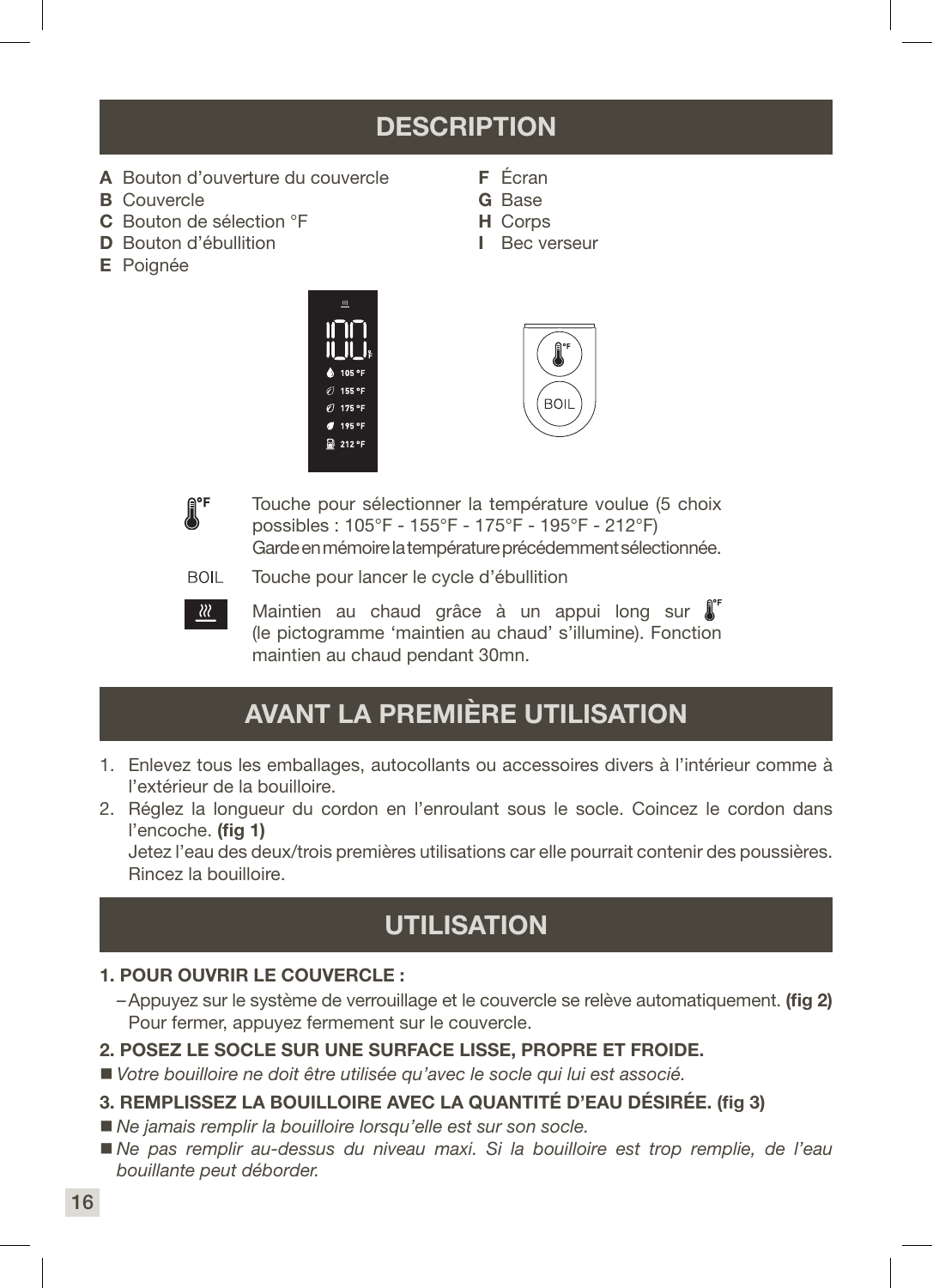## DESCRIPTION

**A** Bouton d'ouverture du couvercle
**B** Couvercle
**C** Bouton de sélection °F
**D** Bouton d'ébullition
**E** Poignée
**F** Écran
**G** Base
**H** Corps
**I** Bec verseur

°F Touche pour sélectionner la température voulue (5 choix possibles : 105°F - 155°F - 175°F - 195°F - 212°F)
Garde en mémoire la température précédemment sélectionnée.

BOIL Touche pour lancer le cycle d'ébullition

Maintien au chaud grâce à un appui long sur °F (le pictogramme 'maintien au chaud' s'illumine). Fonction maintien au chaud pendant 30mn.

## AVANT LA PREMIÈRE UTILISATION

1. Enlevez tous les emballages, autocollants ou accessoires divers à l'intérieur comme à l'extérieur de la bouilloire.
2. Réglez la longueur du cordon en l'enroulant sous le socle. Coincez le cordon dans l'encoche. **(fig 1)**
   Jetez l'eau des deux/trois premières utilisations car elle pourrait contenir des poussières. Rincez la bouilloire.

## UTILISATION

**1. POUR OUVRIR LE COUVERCLE :**

– Appuyez sur le système de verrouillage et le couvercle se relève automatiquement. **(fig 2)**
Pour fermer, appuyez fermement sur le couvercle.

**2. POSEZ LE SOCLE SUR UNE SURFACE LISSE, PROPRE ET FROIDE.**

- *Votre bouilloire ne doit être utilisée qu'avec le socle qui lui est associé.*

**3. REMPLISSEZ LA BOUILLOIRE AVEC LA QUANTITÉ D'EAU DÉSIRÉE. (fig 3)**

- *Ne jamais remplir la bouilloire lorsqu'elle est sur son socle.*
- *Ne pas remplir au-dessus du niveau maxi. Si la bouilloire est trop remplie, de l'eau bouillante peut déborder.*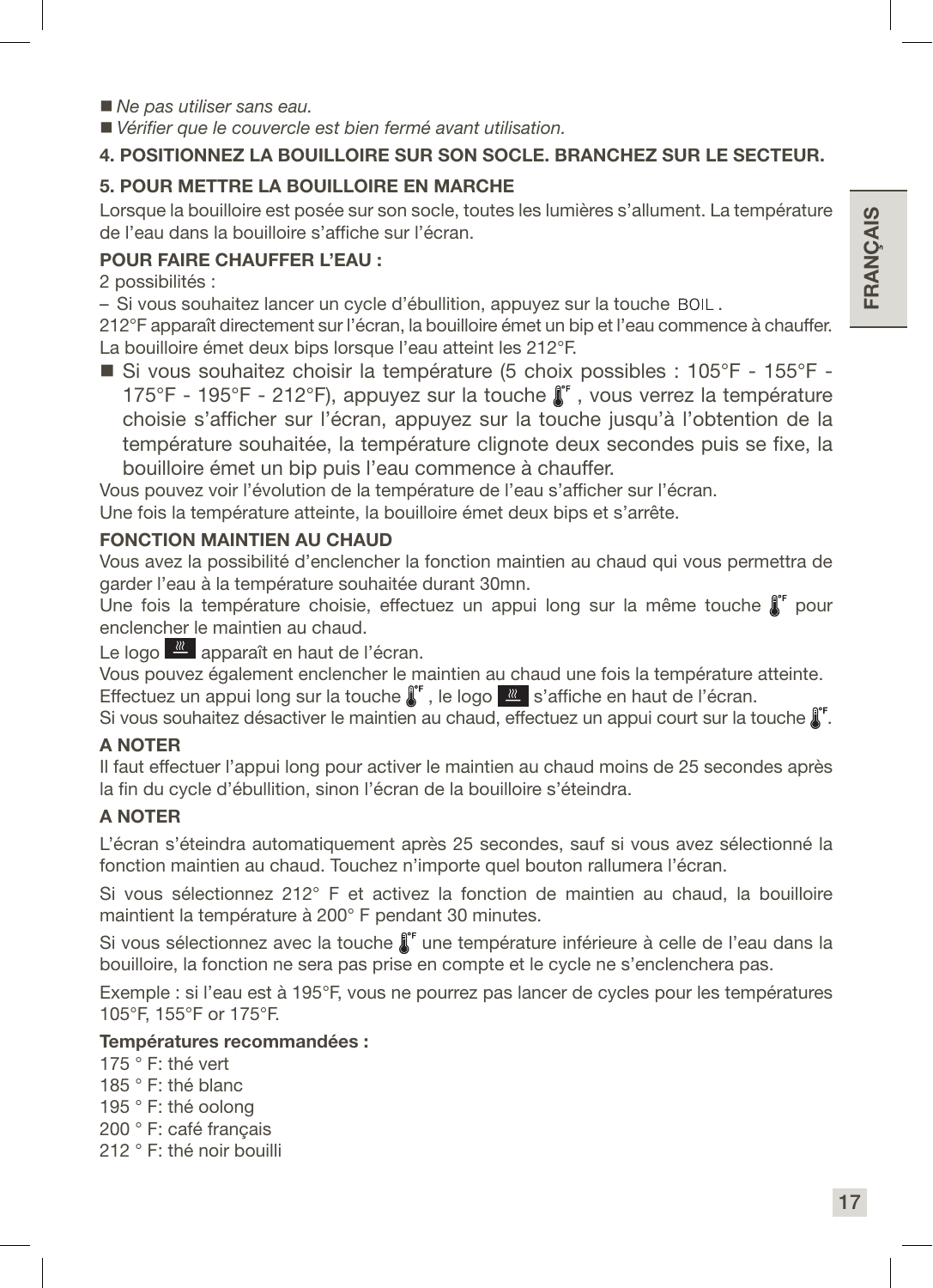- *Ne pas utiliser sans eau.*
- *Vérifier que le couvercle est bien fermé avant utilisation.*

**4. POSITIONNEZ LA BOUILLOIRE SUR SON SOCLE. BRANCHEZ SUR LE SECTEUR.**

**5. POUR METTRE LA BOUILLOIRE EN MARCHE**

Lorsque la bouilloire est posée sur son socle, toutes les lumières s'allument. La température de l'eau dans la bouilloire s'affiche sur l'écran.

**POUR FAIRE CHAUFFER L'EAU :**

2 possibilités :

– Si vous souhaitez lancer un cycle d'ébullition, appuyez sur la touche BOIL.

212°F apparaît directement sur l'écran, la bouilloire émet un bip et l'eau commence à chauffer. La bouilloire émet deux bips lorsque l'eau atteint les 212°F.

- Si vous souhaitez choisir la température (5 choix possibles : 105°F - 155°F - 175°F - 195°F - 212°F), appuyez sur la touche °F, vous verrez la température choisie s'afficher sur l'écran, appuyez sur la touche jusqu'à l'obtention de la température souhaitée, la température clignote deux secondes puis se fixe, la bouilloire émet un bip puis l'eau commence à chauffer.

Vous pouvez voir l'évolution de la température de l'eau s'afficher sur l'écran.
Une fois la température atteinte, la bouilloire émet deux bips et s'arrête.

**FONCTION MAINTIEN AU CHAUD**

Vous avez la possibilité d'enclencher la fonction maintien au chaud qui vous permettra de garder l'eau à la température souhaitée durant 30mn.

Une fois la température choisie, effectuez un appui long sur la même touche °F pour enclencher le maintien au chaud.

Le logo apparaît en haut de l'écran.

Vous pouvez également enclencher le maintien au chaud une fois la température atteinte. Effectuez un appui long sur la touche °F, le logo s'affiche en haut de l'écran.

Si vous souhaitez désactiver le maintien au chaud, effectuez un appui court sur la touche °F.

**A NOTER**

Il faut effectuer l'appui long pour activer le maintien au chaud moins de 25 secondes après la fin du cycle d'ébullition, sinon l'écran de la bouilloire s'éteindra.

**A NOTER**

L'écran s'éteindra automatiquement après 25 secondes, sauf si vous avez sélectionné la fonction maintien au chaud. Touchez n'importe quel bouton rallumera l'écran.

Si vous sélectionnez 212° F et activez la fonction de maintien au chaud, la bouilloire maintient la température à 200° F pendant 30 minutes.

Si vous sélectionnez avec la touche °F une température inférieure à celle de l'eau dans la bouilloire, la fonction ne sera pas prise en compte et le cycle ne s'enclenchera pas.

Exemple : si l'eau est à 195°F, vous ne pourrez pas lancer de cycles pour les températures 105°F, 155°F or 175°F.

**Températures recommandées :**

175 ° F: thé vert
185 ° F: thé blanc
195 ° F: thé oolong
200 ° F: café français
212 ° F: thé noir bouilli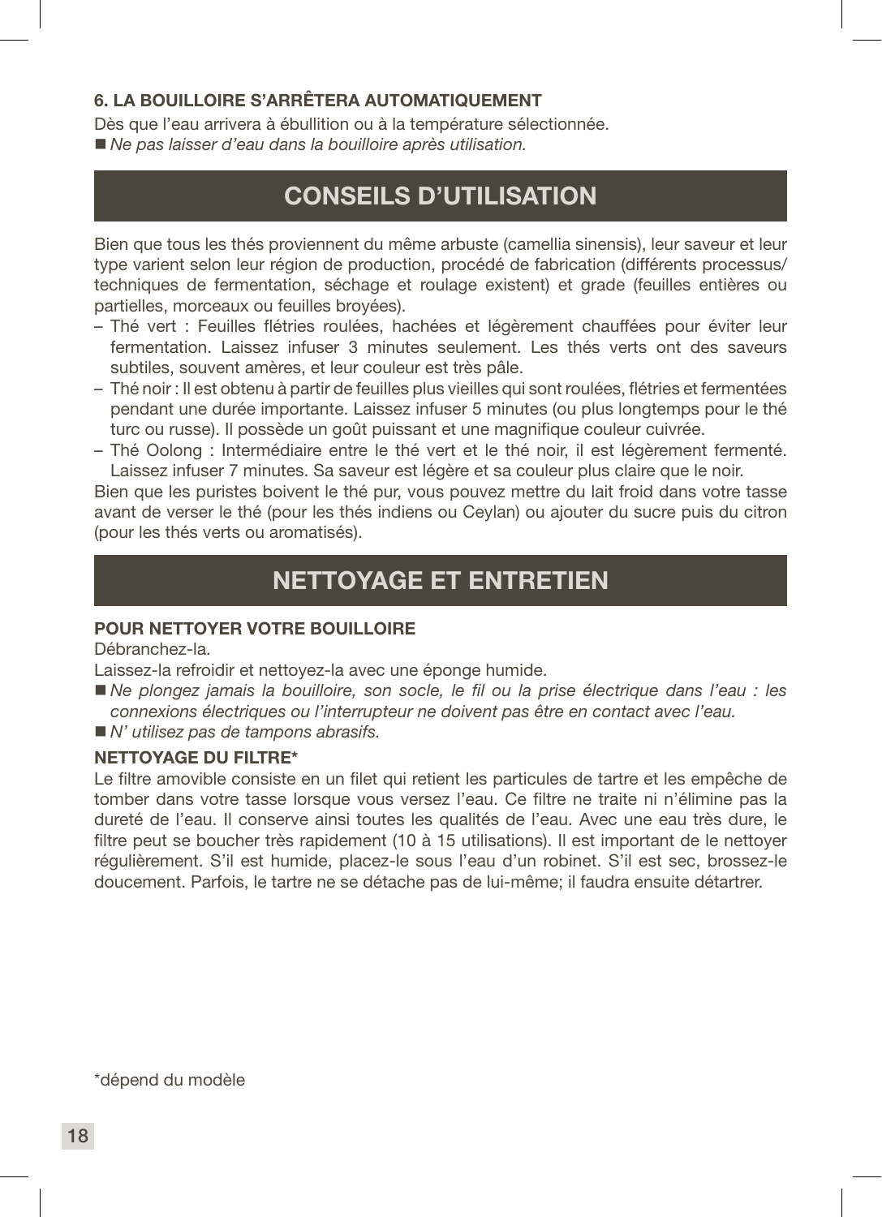### 6. LA BOUILLOIRE S'ARRÊTERA AUTOMATIQUEMENT

Dès que l'eau arrivera à ébullition ou à la température sélectionnée.

■ *Ne pas laisser d'eau dans la bouilloire après utilisation.*

## CONSEILS D'UTILISATION

Bien que tous les thés proviennent du même arbuste (camellia sinensis), leur saveur et leur type varient selon leur région de production, procédé de fabrication (différents processus/techniques de fermentation, séchage et roulage existent) et grade (feuilles entières ou partielles, morceaux ou feuilles broyées).

– Thé vert : Feuilles flétries roulées, hachées et légèrement chauffées pour éviter leur fermentation. Laissez infuser 3 minutes seulement. Les thés verts ont des saveurs subtiles, souvent amères, et leur couleur est très pâle.
– Thé noir : Il est obtenu à partir de feuilles plus vieilles qui sont roulées, flétries et fermentées pendant une durée importante. Laissez infuser 5 minutes (ou plus longtemps pour le thé turc ou russe). Il possède un goût puissant et une magnifique couleur cuivrée.
– Thé Oolong : Intermédiaire entre le thé vert et le thé noir, il est légèrement fermenté. Laissez infuser 7 minutes. Sa saveur est légère et sa couleur plus claire que le noir.

Bien que les puristes boivent le thé pur, vous pouvez mettre du lait froid dans votre tasse avant de verser le thé (pour les thés indiens ou Ceylan) ou ajouter du sucre puis du citron (pour les thés verts ou aromatisés).

## NETTOYAGE ET ENTRETIEN

### POUR NETTOYER VOTRE BOUILLOIRE

Débranchez-la.

Laissez-la refroidir et nettoyez-la avec une éponge humide.

■ *Ne plongez jamais la bouilloire, son socle, le fil ou la prise électrique dans l'eau : les connexions électriques ou l'interrupteur ne doivent pas être en contact avec l'eau.*

■ *N' utilisez pas de tampons abrasifs.*

### NETTOYAGE DU FILTRE*

Le filtre amovible consiste en un filet qui retient les particules de tartre et les empêche de tomber dans votre tasse lorsque vous versez l'eau. Ce filtre ne traite ni n'élimine pas la dureté de l'eau. Il conserve ainsi toutes les qualités de l'eau. Avec une eau très dure, le filtre peut se boucher très rapidement (10 à 15 utilisations). Il est important de le nettoyer régulièrement. S'il est humide, placez-le sous l'eau d'un robinet. S'il est sec, brossez-le doucement. Parfois, le tartre ne se détache pas de lui-même; il faudra ensuite détartrer.

*dépend du modèle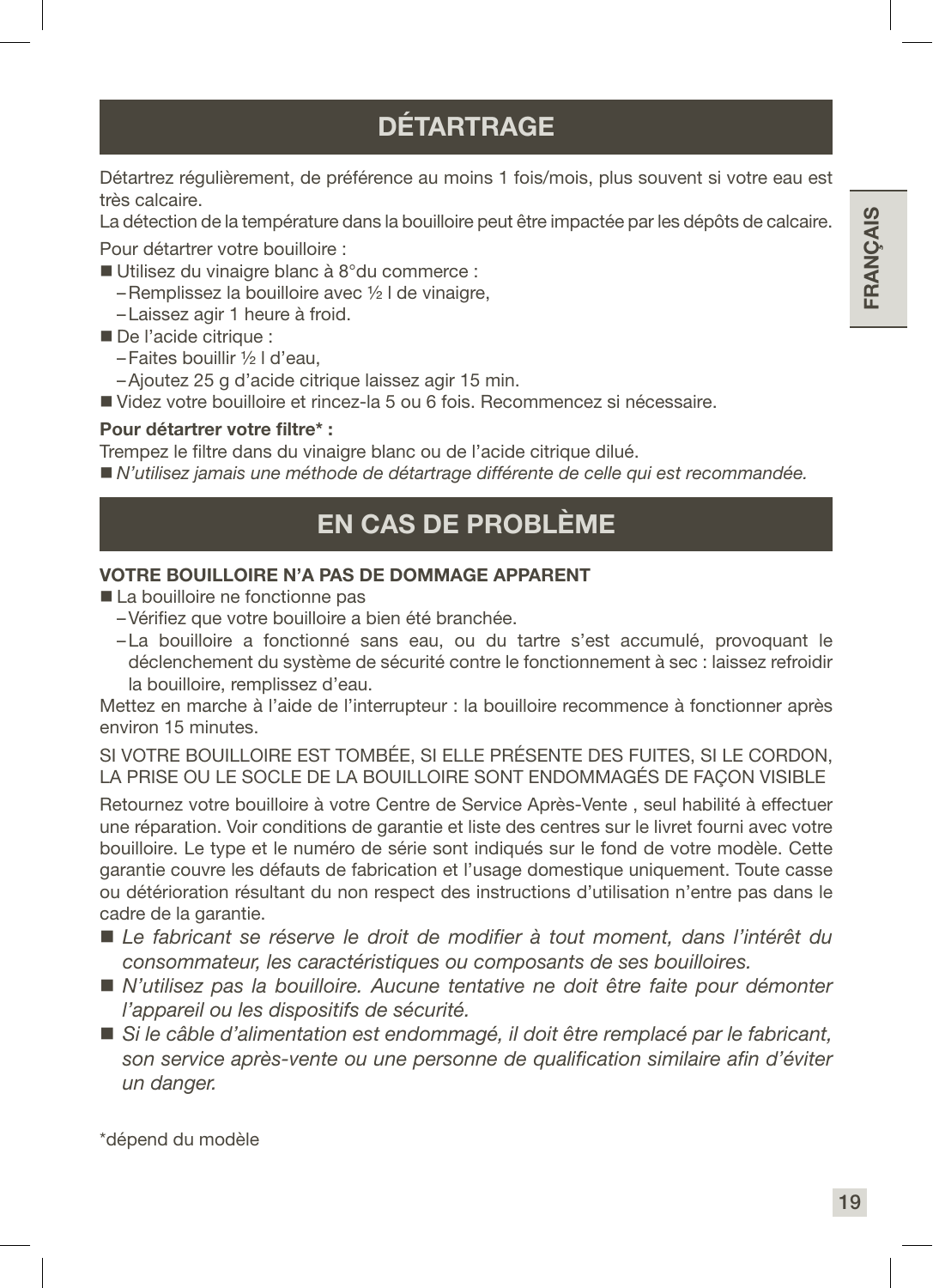## DÉTARTRAGE

Détartrez régulièrement, de préférence au moins 1 fois/mois, plus souvent si votre eau est très calcaire.

La détection de la température dans la bouilloire peut être impactée par les dépôts de calcaire.

Pour détartrer votre bouilloire :

- Utilisez du vinaigre blanc à 8°du commerce :
  - Remplissez la bouilloire avec ½ l de vinaigre,
  - Laissez agir 1 heure à froid.
- De l'acide citrique :
  - Faites bouillir ½ l d'eau,
  - Ajoutez 25 g d'acide citrique laissez agir 15 min.
- Videz votre bouilloire et rincez-la 5 ou 6 fois. Recommencez si nécessaire.

**Pour détartrer votre filtre* :**

Trempez le filtre dans du vinaigre blanc ou de l'acide citrique dilué.

- *N'utilisez jamais une méthode de détartrage différente de celle qui est recommandée.*

## EN CAS DE PROBLÈME

**VOTRE BOUILLOIRE N'A PAS DE DOMMAGE APPARENT**

- La bouilloire ne fonctionne pas
  - Vérifiez que votre bouilloire a bien été branchée.
  - La bouilloire a fonctionné sans eau, ou du tartre s'est accumulé, provoquant le déclenchement du système de sécurité contre le fonctionnement à sec : laissez refroidir la bouilloire, remplissez d'eau.

Mettez en marche à l'aide de l'interrupteur : la bouilloire recommence à fonctionner après environ 15 minutes.

SI VOTRE BOUILLOIRE EST TOMBÉE, SI ELLE PRÉSENTE DES FUITES, SI LE CORDON, LA PRISE OU LE SOCLE DE LA BOUILLOIRE SONT ENDOMMAGÉS DE FAÇON VISIBLE

Retournez votre bouilloire à votre Centre de Service Après-Vente , seul habilité à effectuer une réparation. Voir conditions de garantie et liste des centres sur le livret fourni avec votre bouilloire. Le type et le numéro de série sont indiqués sur le fond de votre modèle. Cette garantie couvre les défauts de fabrication et l'usage domestique uniquement. Toute casse ou détérioration résultant du non respect des instructions d'utilisation n'entre pas dans le cadre de la garantie.

- *Le fabricant se réserve le droit de modifier à tout moment, dans l'intérêt du consommateur, les caractéristiques ou composants de ses bouilloires.*
- *N'utilisez pas la bouilloire. Aucune tentative ne doit être faite pour démonter l'appareil ou les dispositifs de sécurité.*
- *Si le câble d'alimentation est endommagé, il doit être remplacé par le fabricant, son service après-vente ou une personne de qualification similaire afin d'éviter un danger.*

*dépend du modèle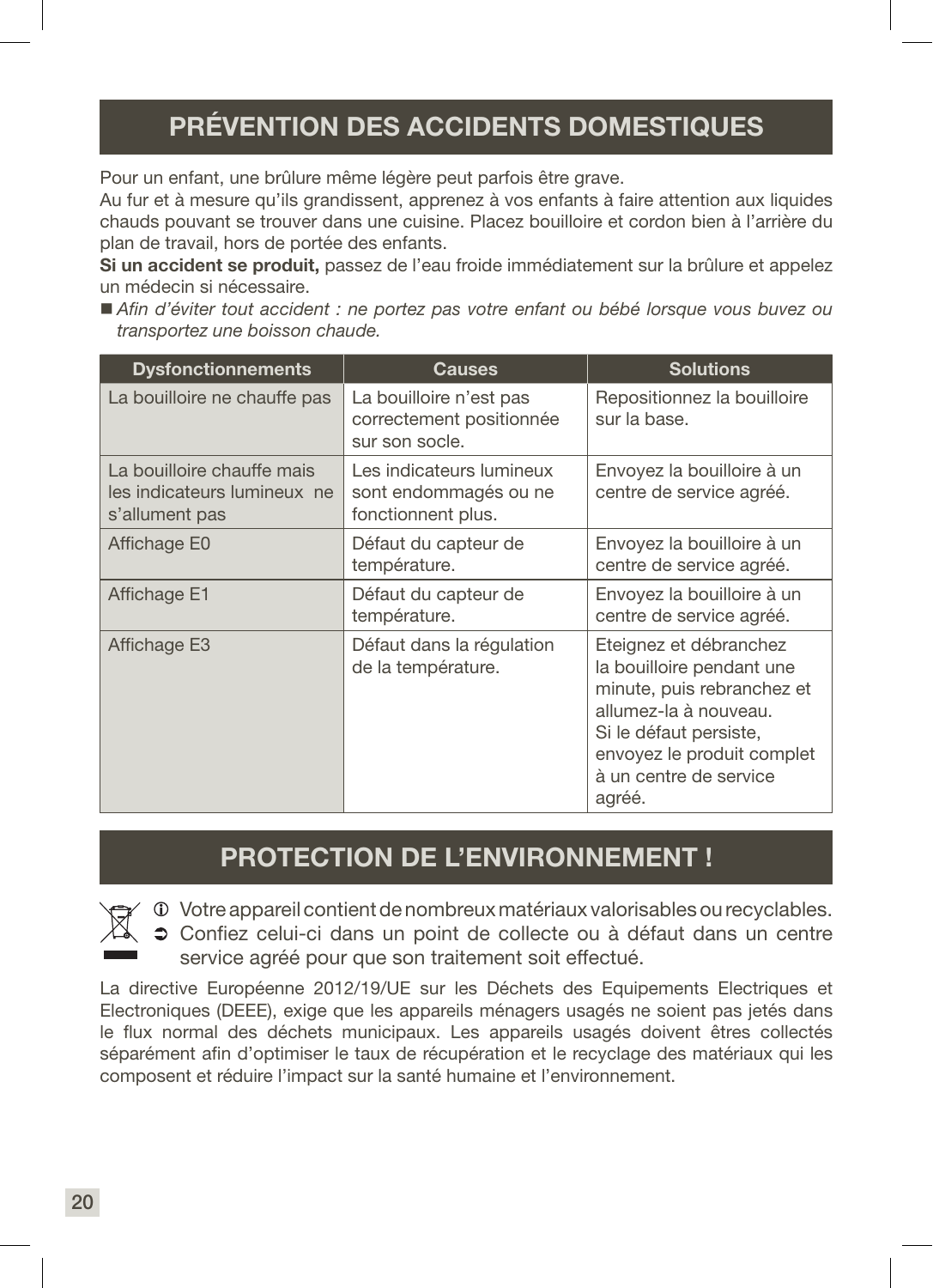## PRÉVENTION DES ACCIDENTS DOMESTIQUES

Pour un enfant, une brûlure même légère peut parfois être grave.
Au fur et à mesure qu'ils grandissent, apprenez à vos enfants à faire attention aux liquides chauds pouvant se trouver dans une cuisine. Placez bouilloire et cordon bien à l'arrière du plan de travail, hors de portée des enfants.
**Si un accident se produit,** passez de l'eau froide immédiatement sur la brûlure et appelez un médecin si nécessaire.

- *Afin d'éviter tout accident : ne portez pas votre enfant ou bébé lorsque vous buvez ou transportez une boisson chaude.*

| Dysfonctionnements | Causes | Solutions |
|---|---|---|
| La bouilloire ne chauffe pas | La bouilloire n'est pas correctement positionnée sur son socle. | Repositionnez la bouilloire sur la base. |
| La bouilloire chauffe mais les indicateurs lumineux ne s'allument pas | Les indicateurs lumineux sont endommagés ou ne fonctionnent plus. | Envoyez la bouilloire à un centre de service agréé. |
| Affichage E0 | Défaut du capteur de température. | Envoyez la bouilloire à un centre de service agréé. |
| Affichage E1 | Défaut du capteur de température. | Envoyez la bouilloire à un centre de service agréé. |
| Affichage E3 | Défaut dans la régulation de la température. | Eteignez et débranchez la bouilloire pendant une minute, puis rebranchez et allumez-la à nouveau. Si le défaut persiste, envoyez le produit complet à un centre de service agréé. |

## PROTECTION DE L'ENVIRONNEMENT !

ⓘ Votre appareil contient de nombreux matériaux valorisables ou recyclables.
➲ Confiez celui-ci dans un point de collecte ou à défaut dans un centre service agréé pour que son traitement soit effectué.

La directive Européenne 2012/19/UE sur les Déchets des Equipements Electriques et Electroniques (DEEE), exige que les appareils ménagers usagés ne soient pas jetés dans le flux normal des déchets municipaux. Les appareils usagés doivent êtres collectés séparément afin d'optimiser le taux de récupération et le recyclage des matériaux qui les composent et réduire l'impact sur la santé humaine et l'environnement.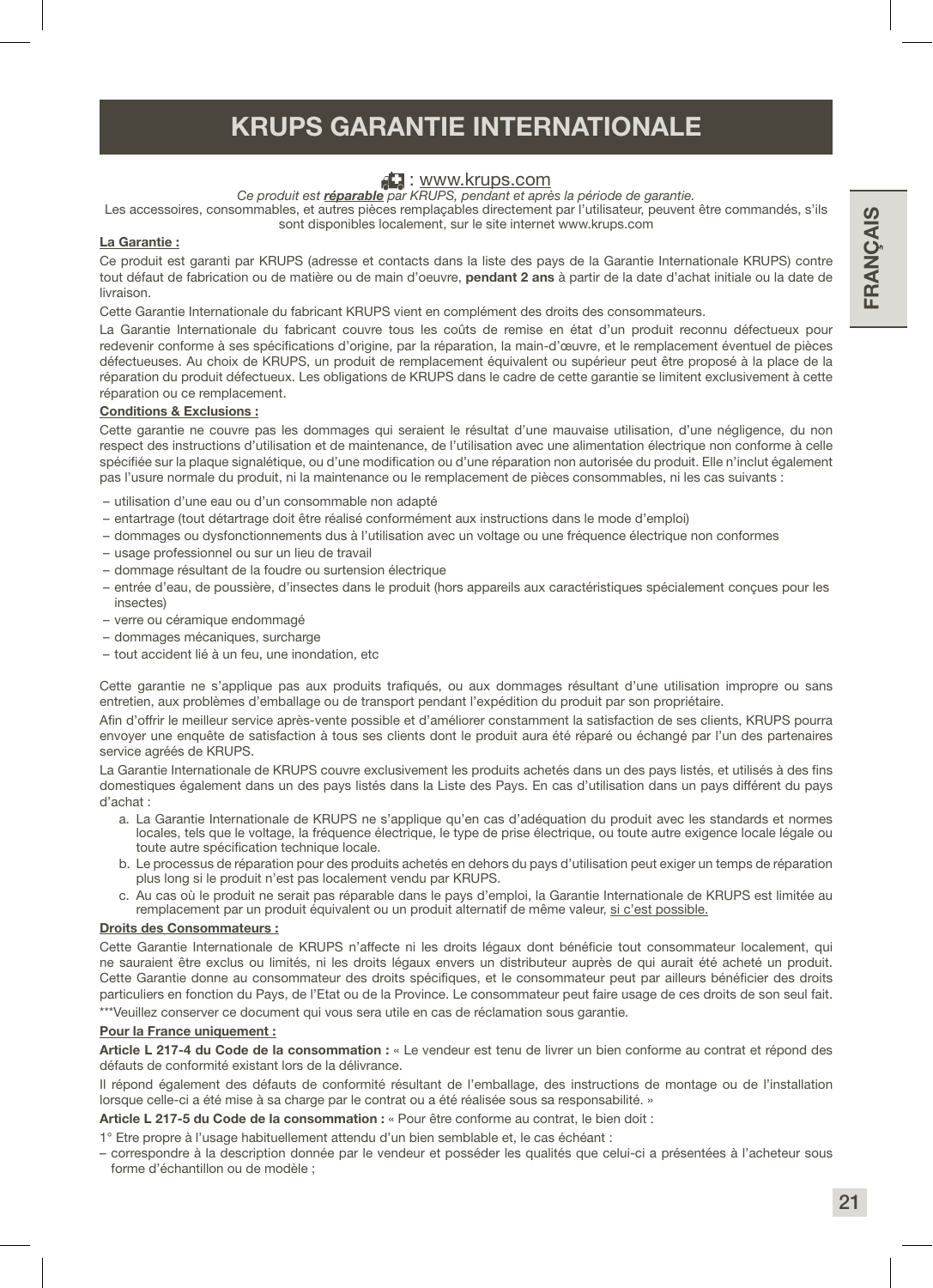# KRUPS GARANTIE INTERNATIONALE

: www.krups.com

*Ce produit est **réparable** par KRUPS, pendant et après la période de garantie.*

Les accessoires, consommables, et autres pièces remplaçables directement par l'utilisateur, peuvent être commandés, s'ils sont disponibles localement, sur le site internet www.krups.com

**La Garantie :**

Ce produit est garanti par KRUPS (adresse et contacts dans la liste des pays de la Garantie Internationale KRUPS) contre tout défaut de fabrication ou de matière ou de main d'oeuvre, **pendant 2 ans** à partir de la date d'achat initiale ou la date de livraison.

Cette Garantie Internationale du fabricant KRUPS vient en complément des droits des consommateurs.

La Garantie Internationale du fabricant couvre tous les coûts de remise en état d'un produit reconnu défectueux pour redevenir conforme à ses spécifications d'origine, par la réparation, la main-d'œuvre, et le remplacement éventuel de pièces défectueuses. Au choix de KRUPS, un produit de remplacement équivalent ou supérieur peut être proposé à la place de la réparation du produit défectueux. Les obligations de KRUPS dans le cadre de cette garantie se limitent exclusivement à cette réparation ou ce remplacement.

**Conditions & Exclusions :**

Cette garantie ne couvre pas les dommages qui seraient le résultat d'une mauvaise utilisation, d'une négligence, du non respect des instructions d'utilisation et de maintenance, de l'utilisation avec une alimentation électrique non conforme à celle spécifiée sur la plaque signalétique, ou d'une modification ou d'une réparation non autorisée du produit. Elle n'inclut également pas l'usure normale du produit, ni la maintenance ou le remplacement de pièces consommables, ni les cas suivants :

- utilisation d'une eau ou d'un consommable non adapté
- entartrage (tout détartrage doit être réalisé conformément aux instructions dans le mode d'emploi)
- dommages ou dysfonctionnements dus à l'utilisation avec un voltage ou une fréquence électrique non conformes
- usage professionnel ou sur un lieu de travail
- dommage résultant de la foudre ou surtension électrique
- entrée d'eau, de poussière, d'insectes dans le produit (hors appareils aux caractéristiques spécialement conçues pour les insectes)
- verre ou céramique endommagé
- dommages mécaniques, surcharge
- tout accident lié à un feu, une inondation, etc

Cette garantie ne s'applique pas aux produits trafiqués, ou aux dommages résultant d'une utilisation impropre ou sans entretien, aux problèmes d'emballage ou de transport pendant l'expédition du produit par son propriétaire.

Afin d'offrir le meilleur service après-vente possible et d'améliorer constamment la satisfaction de ses clients, KRUPS pourra envoyer une enquête de satisfaction à tous ses clients dont le produit aura été réparé ou échangé par l'un des partenaires service agréés de KRUPS.

La Garantie Internationale de KRUPS couvre exclusivement les produits achetés dans un des pays listés, et utilisés à des fins domestiques également dans un des pays listés dans la Liste des Pays. En cas d'utilisation dans un pays différent du pays d'achat :

a. La Garantie Internationale de KRUPS ne s'applique qu'en cas d'adéquation du produit avec les standards et normes locales, tels que le voltage, la fréquence électrique, le type de prise électrique, ou toute autre exigence locale légale ou toute autre spécification technique locale.
b. Le processus de réparation pour des produits achetés en dehors du pays d'utilisation peut exiger un temps de réparation plus long si le produit n'est pas localement vendu par KRUPS.
c. Au cas où le produit ne serait pas réparable dans le pays d'emploi, la Garantie Internationale de KRUPS est limitée au remplacement par un produit équivalent ou un produit alternatif de même valeur, si c'est possible.

**Droits des Consommateurs :**

Cette Garantie Internationale de KRUPS n'affecte ni les droits légaux dont bénéficie tout consommateur localement, qui ne sauraient être exclus ou limités, ni les droits légaux envers un distributeur auprès de qui aurait été acheté un produit. Cette Garantie donne au consommateur des droits spécifiques, et le consommateur peut par ailleurs bénéficier des droits particuliers en fonction du Pays, de l'Etat ou de la Province. Le consommateur peut faire usage de ces droits de son seul fait.

***Veuillez conserver ce document qui vous sera utile en cas de réclamation sous garantie.

**Pour la France uniquement :**

**Article L 217-4 du Code de la consommation :** « Le vendeur est tenu de livrer un bien conforme au contrat et répond des défauts de conformité existant lors de la délivrance.

Il répond également des défauts de conformité résultant de l'emballage, des instructions de montage ou de l'installation lorsque celle-ci a été mise à sa charge par le contrat ou a été réalisée sous sa responsabilité. »

**Article L 217-5 du Code de la consommation :** « Pour être conforme au contrat, le bien doit :

1° Etre propre à l'usage habituellement attendu d'un bien semblable et, le cas échéant :

- correspondre à la description donnée par le vendeur et posséder les qualités que celui-ci a présentées à l'acheteur sous forme d'échantillon ou de modèle ;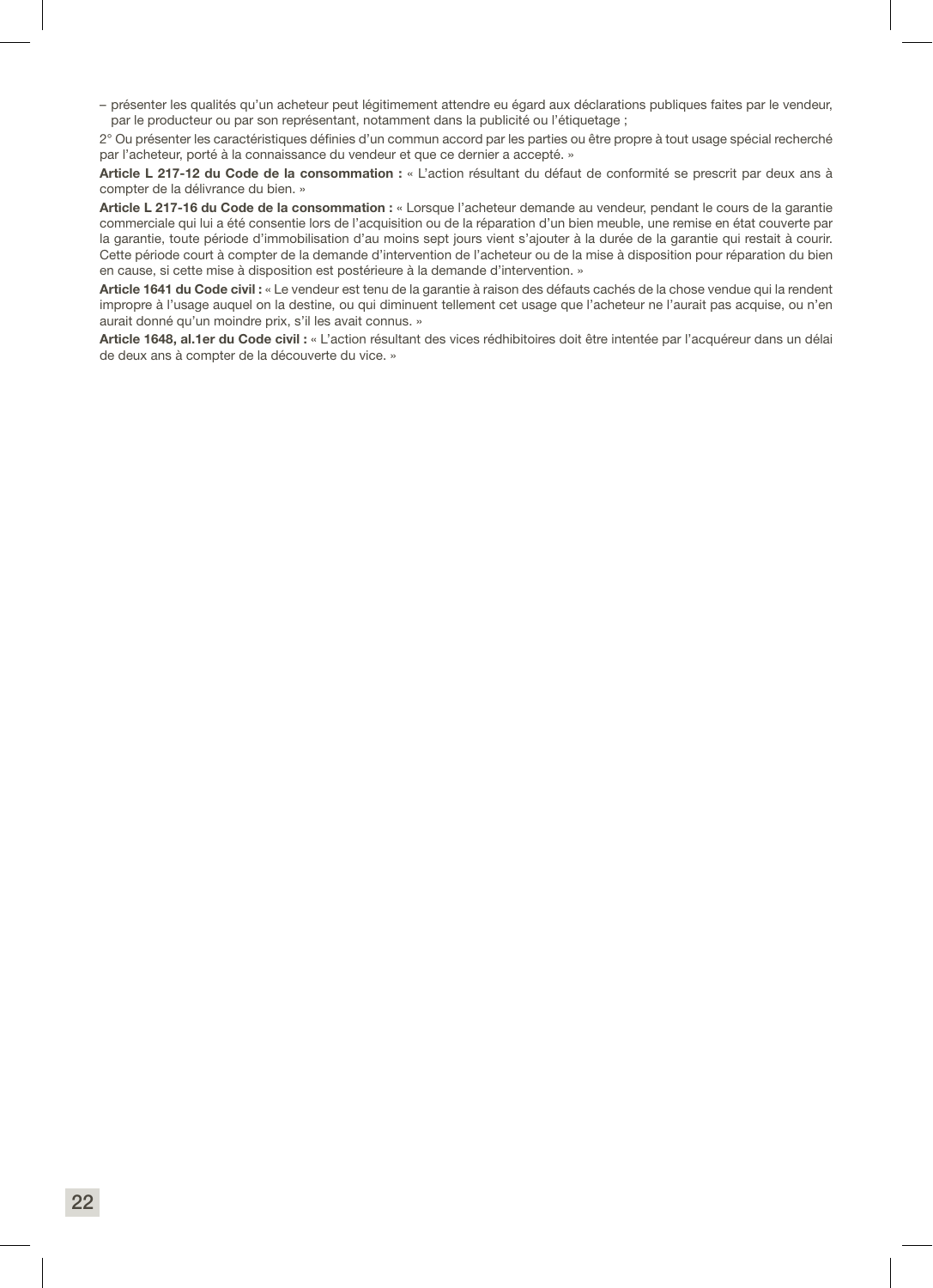– présenter les qualités qu'un acheteur peut légitimement attendre eu égard aux déclarations publiques faites par le vendeur, par le producteur ou par son représentant, notamment dans la publicité ou l'étiquetage ;

2° Ou présenter les caractéristiques définies d'un commun accord par les parties ou être propre à tout usage spécial recherché par l'acheteur, porté à la connaissance du vendeur et que ce dernier a accepté. »

**Article L 217-12 du Code de la consommation :** « L'action résultant du défaut de conformité se prescrit par deux ans à compter de la délivrance du bien. »

**Article L 217-16 du Code de la consommation :** « Lorsque l'acheteur demande au vendeur, pendant le cours de la garantie commerciale qui lui a été consentie lors de l'acquisition ou de la réparation d'un bien meuble, une remise en état couverte par la garantie, toute période d'immobilisation d'au moins sept jours vient s'ajouter à la durée de la garantie qui restait à courir. Cette période court à compter de la demande d'intervention de l'acheteur ou de la mise à disposition pour réparation du bien en cause, si cette mise à disposition est postérieure à la demande d'intervention. »

**Article 1641 du Code civil :** « Le vendeur est tenu de la garantie à raison des défauts cachés de la chose vendue qui la rendent impropre à l'usage auquel on la destine, ou qui diminuent tellement cet usage que l'acheteur ne l'aurait pas acquise, ou n'en aurait donné qu'un moindre prix, s'il les avait connus. »

**Article 1648, al.1er du Code civil :** « L'action résultant des vices rédhibitoires doit être intentée par l'acquéreur dans un délai de deux ans à compter de la découverte du vice. »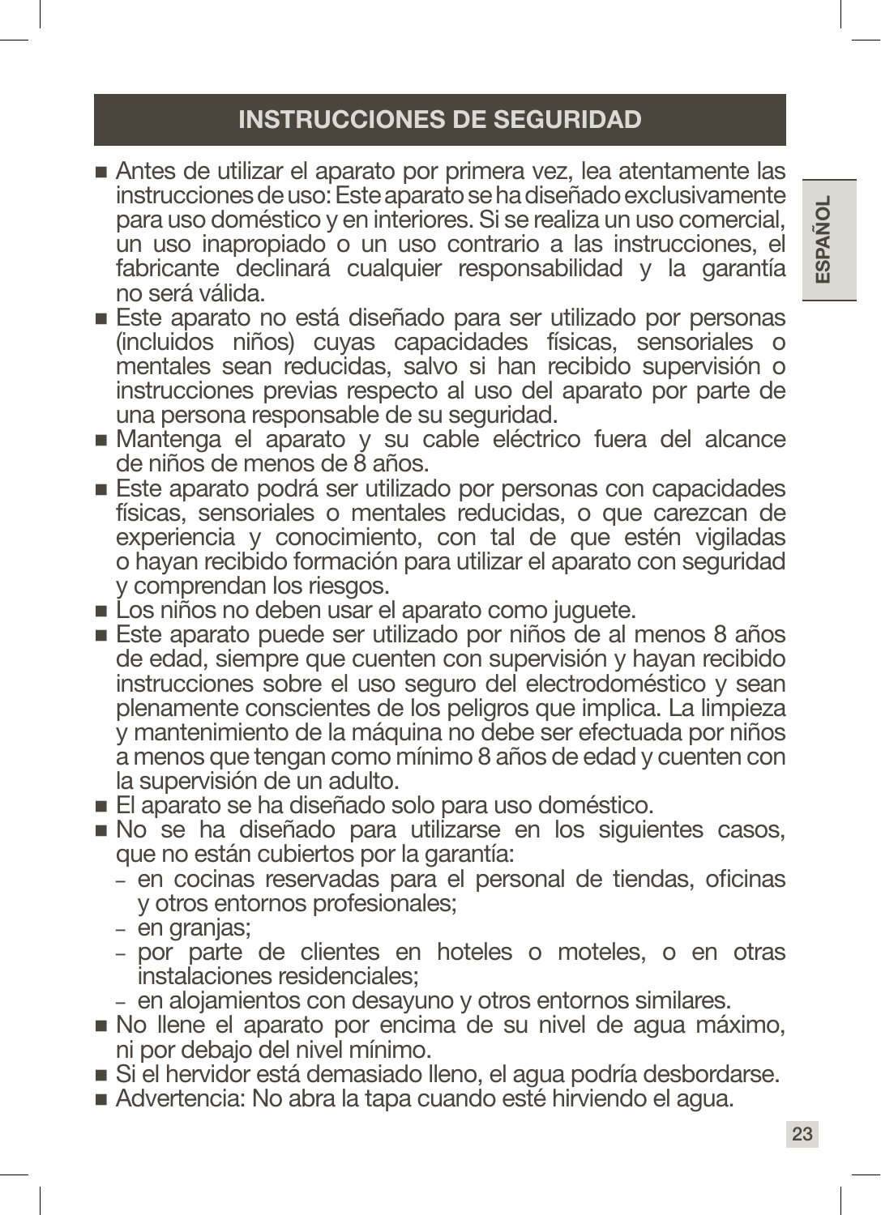## INSTRUCCIONES DE SEGURIDAD

- Antes de utilizar el aparato por primera vez, lea atentamente las instrucciones de uso: Este aparato se ha diseñado exclusivamente para uso doméstico y en interiores. Si se realiza un uso comercial, un uso inapropiado o un uso contrario a las instrucciones, el fabricante declinará cualquier responsabilidad y la garantía no será válida.
- Este aparato no está diseñado para ser utilizado por personas (incluidos niños) cuyas capacidades físicas, sensoriales o mentales sean reducidas, salvo si han recibido supervisión o instrucciones previas respecto al uso del aparato por parte de una persona responsable de su seguridad.
- Mantenga el aparato y su cable eléctrico fuera del alcance de niños de menos de 8 años.
- Este aparato podrá ser utilizado por personas con capacidades físicas, sensoriales o mentales reducidas, o que carezcan de experiencia y conocimiento, con tal de que estén vigiladas o hayan recibido formación para utilizar el aparato con seguridad y comprendan los riesgos.
- Los niños no deben usar el aparato como juguete.
- Este aparato puede ser utilizado por niños de al menos 8 años de edad, siempre que cuenten con supervisión y hayan recibido instrucciones sobre el uso seguro del electrodoméstico y sean plenamente conscientes de los peligros que implica. La limpieza y mantenimiento de la máquina no debe ser efectuada por niños a menos que tengan como mínimo 8 años de edad y cuenten con la supervisión de un adulto.
- El aparato se ha diseñado solo para uso doméstico.
- No se ha diseñado para utilizarse en los siguientes casos, que no están cubiertos por la garantía:
  - en cocinas reservadas para el personal de tiendas, oficinas y otros entornos profesionales;
  - en granjas;
  - por parte de clientes en hoteles o moteles, o en otras instalaciones residenciales;
  - en alojamientos con desayuno y otros entornos similares.
- No llene el aparato por encima de su nivel de agua máximo, ni por debajo del nivel mínimo.
- Si el hervidor está demasiado lleno, el agua podría desbordarse.
- Advertencia: No abra la tapa cuando esté hirviendo el agua.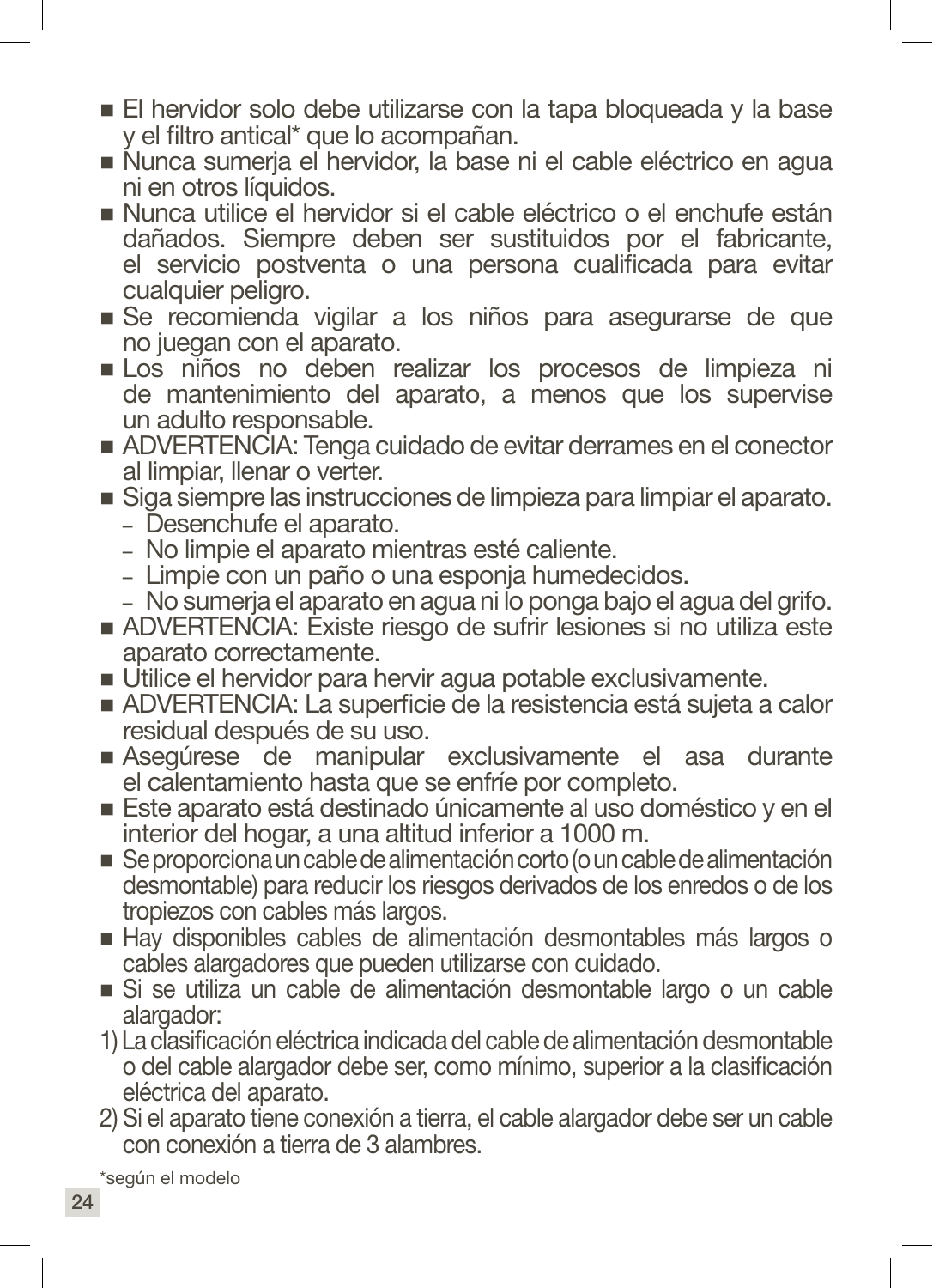- El hervidor solo debe utilizarse con la tapa bloqueada y la base y el filtro antical* que lo acompañan.
- Nunca sumerja el hervidor, la base ni el cable eléctrico en agua ni en otros líquidos.
- Nunca utilice el hervidor si el cable eléctrico o el enchufe están dañados. Siempre deben ser sustituidos por el fabricante, el servicio postventa o una persona cualificada para evitar cualquier peligro.
- Se recomienda vigilar a los niños para asegurarse de que no juegan con el aparato.
- Los niños no deben realizar los procesos de limpieza ni de mantenimiento del aparato, a menos que los supervise un adulto responsable.
- ADVERTENCIA: Tenga cuidado de evitar derrames en el conector al limpiar, llenar o verter.
- Siga siempre las instrucciones de limpieza para limpiar el aparato.
  - Desenchufe el aparato.
  - No limpie el aparato mientras esté caliente.
  - Limpie con un paño o una esponja humedecidos.
  - No sumerja el aparato en agua ni lo ponga bajo el agua del grifo.
- ADVERTENCIA: Existe riesgo de sufrir lesiones si no utiliza este aparato correctamente.
- Utilice el hervidor para hervir agua potable exclusivamente.
- ADVERTENCIA: La superficie de la resistencia está sujeta a calor residual después de su uso.
- Asegúrese de manipular exclusivamente el asa durante el calentamiento hasta que se enfríe por completo.
- Este aparato está destinado únicamente al uso doméstico y en el interior del hogar, a una altitud inferior a 1000 m.
- Se proporciona un cable de alimentación corto (o un cable de alimentación desmontable) para reducir los riesgos derivados de los enredos o de los tropiezos con cables más largos.
- Hay disponibles cables de alimentación desmontables más largos o cables alargadores que pueden utilizarse con cuidado.
- Si se utiliza un cable de alimentación desmontable largo o un cable alargador:

1) La clasificación eléctrica indicada del cable de alimentación desmontable o del cable alargador debe ser, como mínimo, superior a la clasificación eléctrica del aparato.
2) Si el aparato tiene conexión a tierra, el cable alargador debe ser un cable con conexión a tierra de 3 alambres.

*según el modelo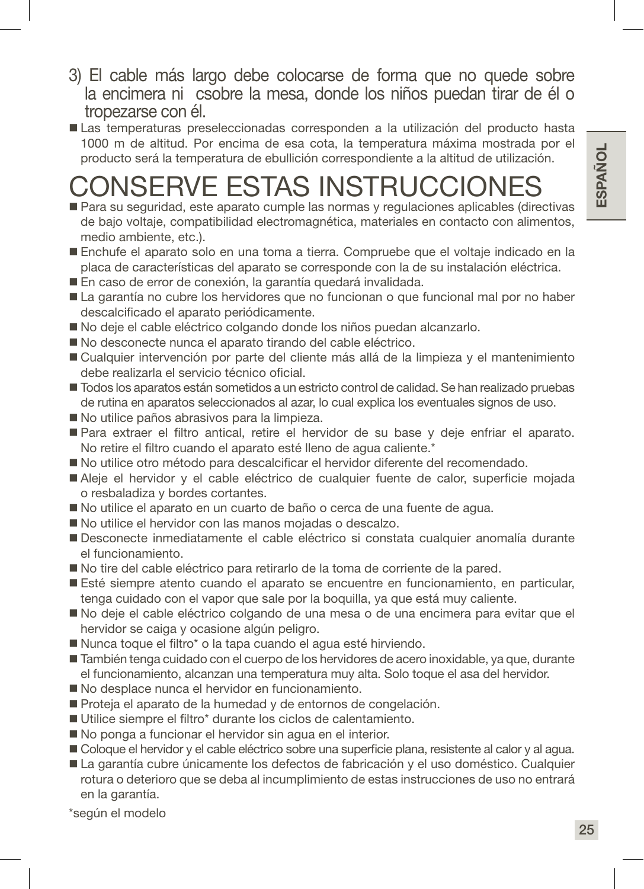3) El cable más largo debe colocarse de forma que no quede sobre la encimera ni csobre la mesa, donde los niños puedan tirar de él o tropezarse con él.

- Las temperaturas preseleccionadas corresponden a la utilización del producto hasta 1000 m de altitud. Por encima de esa cota, la temperatura máxima mostrada por el producto será la temperatura de ebullición correspondiente a la altitud de utilización.

# CONSERVE ESTAS INSTRUCCIONES

- Para su seguridad, este aparato cumple las normas y regulaciones aplicables (directivas de bajo voltaje, compatibilidad electromagnética, materiales en contacto con alimentos, medio ambiente, etc.).
- Enchufe el aparato solo en una toma a tierra. Compruebe que el voltaje indicado en la placa de características del aparato se corresponde con la de su instalación eléctrica.
- En caso de error de conexión, la garantía quedará invalidada.
- La garantía no cubre los hervidores que no funcionan o que funcional mal por no haber descalcificado el aparato periódicamente.
- No deje el cable eléctrico colgando donde los niños puedan alcanzarlo.
- No desconecte nunca el aparato tirando del cable eléctrico.
- Cualquier intervención por parte del cliente más allá de la limpieza y el mantenimiento debe realizarla el servicio técnico oficial.
- Todos los aparatos están sometidos a un estricto control de calidad. Se han realizado pruebas de rutina en aparatos seleccionados al azar, lo cual explica los eventuales signos de uso.
- No utilice paños abrasivos para la limpieza.
- Para extraer el filtro antical, retire el hervidor de su base y deje enfriar el aparato. No retire el filtro cuando el aparato esté lleno de agua caliente.*
- No utilice otro método para descalcificar el hervidor diferente del recomendado.
- Aleje el hervidor y el cable eléctrico de cualquier fuente de calor, superficie mojada o resbaladiza y bordes cortantes.
- No utilice el aparato en un cuarto de baño o cerca de una fuente de agua.
- No utilice el hervidor con las manos mojadas o descalzo.
- Desconecte inmediatamente el cable eléctrico si constata cualquier anomalía durante el funcionamiento.
- No tire del cable eléctrico para retirarlo de la toma de corriente de la pared.
- Esté siempre atento cuando el aparato se encuentre en funcionamiento, en particular, tenga cuidado con el vapor que sale por la boquilla, ya que está muy caliente.
- No deje el cable eléctrico colgando de una mesa o de una encimera para evitar que el hervidor se caiga y ocasione algún peligro.
- Nunca toque el filtro* o la tapa cuando el agua esté hirviendo.
- También tenga cuidado con el cuerpo de los hervidores de acero inoxidable, ya que, durante el funcionamiento, alcanzan una temperatura muy alta. Solo toque el asa del hervidor.
- No desplace nunca el hervidor en funcionamiento.
- Proteja el aparato de la humedad y de entornos de congelación.
- Utilice siempre el filtro* durante los ciclos de calentamiento.
- No ponga a funcionar el hervidor sin agua en el interior.
- Coloque el hervidor y el cable eléctrico sobre una superficie plana, resistente al calor y al agua.
- La garantía cubre únicamente los defectos de fabricación y el uso doméstico. Cualquier rotura o deterioro que se deba al incumplimiento de estas instrucciones de uso no entrará en la garantía.

*según el modelo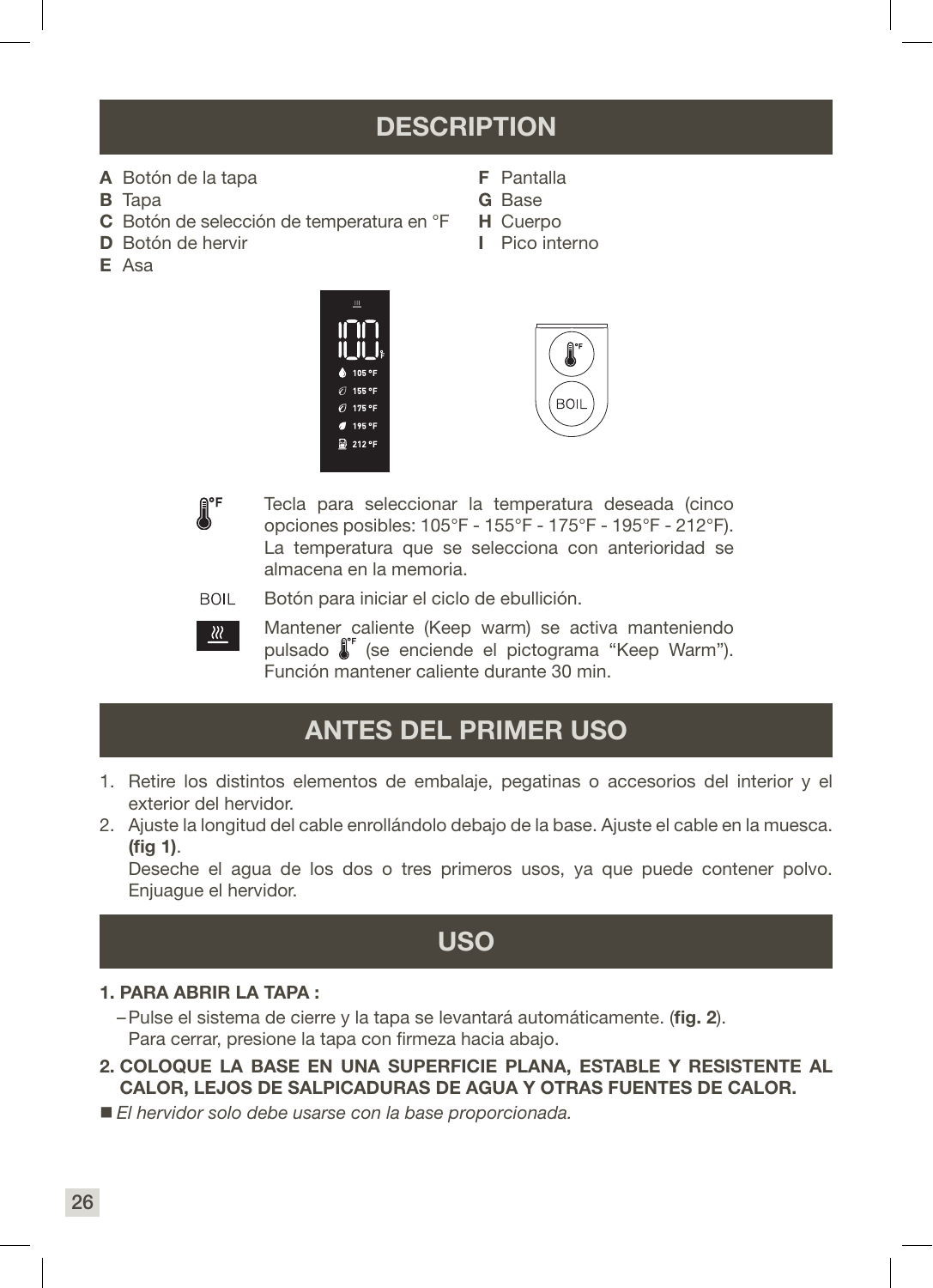## DESCRIPTION

**A** Botón de la tapa
**B** Tapa
**C** Botón de selección de temperatura en °F
**D** Botón de hervir
**E** Asa
**F** Pantalla
**G** Base
**H** Cuerpo
**I** Pico interno

Tecla para seleccionar la temperatura deseada (cinco opciones posibles: 105°F - 155°F - 175°F - 195°F - 212°F). La temperatura que se selecciona con anterioridad se almacena en la memoria.

BOIL Botón para iniciar el ciclo de ebullición.

Mantener caliente (Keep warm) se activa manteniendo pulsado °F (se enciende el pictograma “Keep Warm”). Función mantener caliente durante 30 min.

## ANTES DEL PRIMER USO

1. Retire los distintos elementos de embalaje, pegatinas o accesorios del interior y el exterior del hervidor.
2. Ajuste la longitud del cable enrollándolo debajo de la base. Ajuste el cable en la muesca. **(fig 1)**.
   Deseche el agua de los dos o tres primeros usos, ya que puede contener polvo. Enjuague el hervidor.

## USO

**1. PARA ABRIR LA TAPA :**

– Pulse el sistema de cierre y la tapa se levantará automáticamente. (**fig. 2**).
  Para cerrar, presione la tapa con firmeza hacia abajo.

**2. COLOQUE LA BASE EN UNA SUPERFICIE PLANA, ESTABLE Y RESISTENTE AL CALOR, LEJOS DE SALPICADURAS DE AGUA Y OTRAS FUENTES DE CALOR.**

■ *El hervidor solo debe usarse con la base proporcionada.*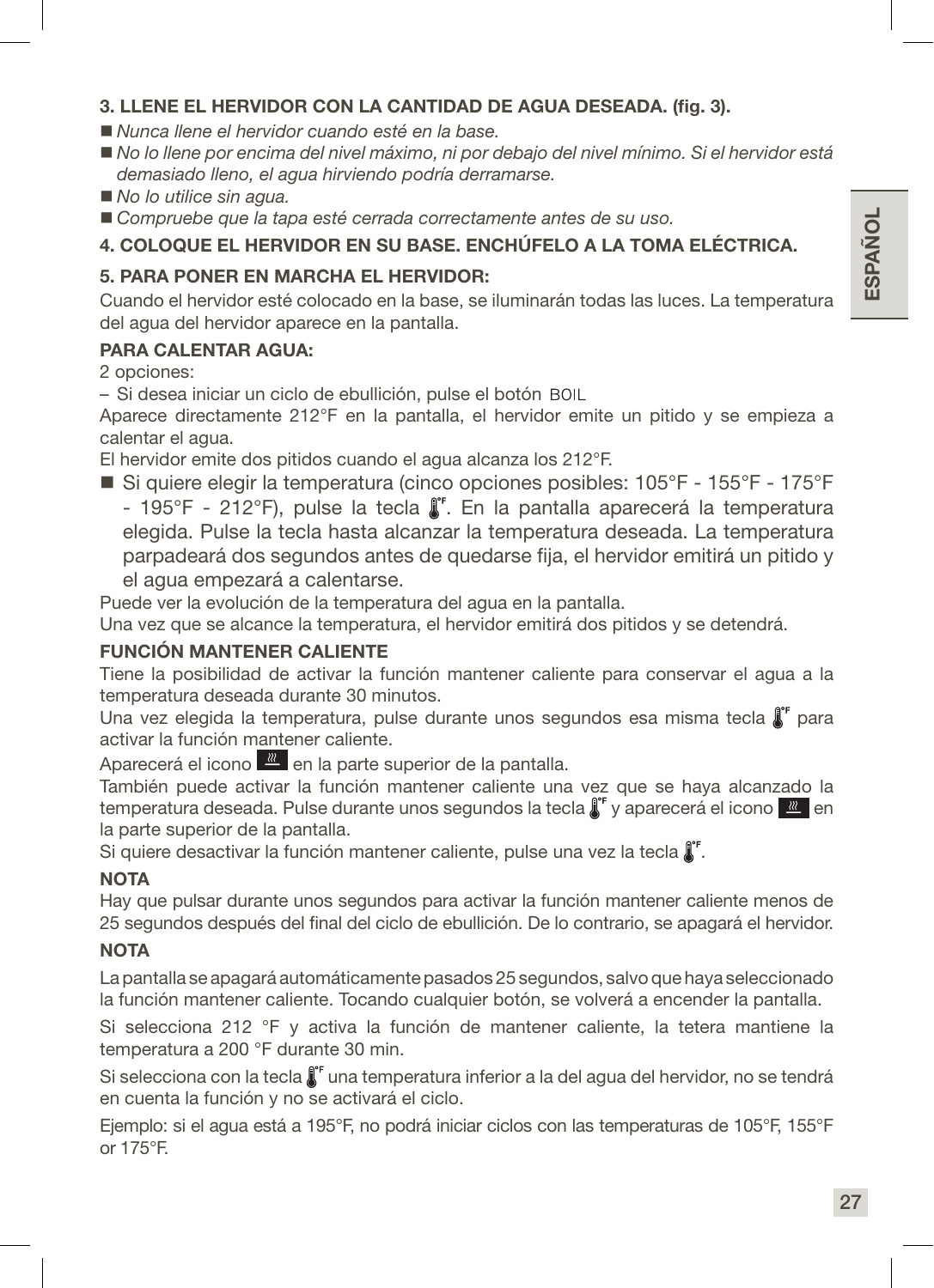**3. LLENE EL HERVIDOR CON LA CANTIDAD DE AGUA DESEADA. (fig. 3).**

- *Nunca llene el hervidor cuando esté en la base.*
- *No lo llene por encima del nivel máximo, ni por debajo del nivel mínimo. Si el hervidor está demasiado lleno, el agua hirviendo podría derramarse.*
- *No lo utilice sin agua.*
- *Compruebe que la tapa esté cerrada correctamente antes de su uso.*

**4. COLOQUE EL HERVIDOR EN SU BASE. ENCHÚFELO A LA TOMA ELÉCTRICA.**

**5. PARA PONER EN MARCHA EL HERVIDOR:**

Cuando el hervidor esté colocado en la base, se iluminarán todas las luces. La temperatura del agua del hervidor aparece en la pantalla.

**PARA CALENTAR AGUA:**

2 opciones:

– Si desea iniciar un ciclo de ebullición, pulse el botón BOIL

Aparece directamente 212°F en la pantalla, el hervidor emite un pitido y se empieza a calentar el agua.

El hervidor emite dos pitidos cuando el agua alcanza los 212°F.

- Si quiere elegir la temperatura (cinco opciones posibles: 105°F - 155°F - 175°F - 195°F - 212°F), pulse la tecla °F. En la pantalla aparecerá la temperatura elegida. Pulse la tecla hasta alcanzar la temperatura deseada. La temperatura parpadeará dos segundos antes de quedarse fija, el hervidor emitirá un pitido y el agua empezará a calentarse.

Puede ver la evolución de la temperatura del agua en la pantalla.

Una vez que se alcance la temperatura, el hervidor emitirá dos pitidos y se detendrá.

**FUNCIÓN MANTENER CALIENTE**

Tiene la posibilidad de activar la función mantener caliente para conservar el agua a la temperatura deseada durante 30 minutos.

Una vez elegida la temperatura, pulse durante unos segundos esa misma tecla °F para activar la función mantener caliente.

Aparecerá el icono ≋ en la parte superior de la pantalla.

También puede activar la función mantener caliente una vez que se haya alcanzado la temperatura deseada. Pulse durante unos segundos la tecla °F y aparecerá el icono ≋ en la parte superior de la pantalla.

Si quiere desactivar la función mantener caliente, pulse una vez la tecla °F.

**NOTA**

Hay que pulsar durante unos segundos para activar la función mantener caliente menos de 25 segundos después del final del ciclo de ebullición. De lo contrario, se apagará el hervidor.

**NOTA**

La pantalla se apagará automáticamente pasados 25 segundos, salvo que haya seleccionado la función mantener caliente. Tocando cualquier botón, se volverá a encender la pantalla.

Si selecciona 212 °F y activa la función de mantener caliente, la tetera mantiene la temperatura a 200 °F durante 30 min.

Si selecciona con la tecla °F una temperatura inferior a la del agua del hervidor, no se tendrá en cuenta la función y no se activará el ciclo.

Ejemplo: si el agua está a 195°F, no podrá iniciar ciclos con las temperaturas de 105°F, 155°F or 175°F.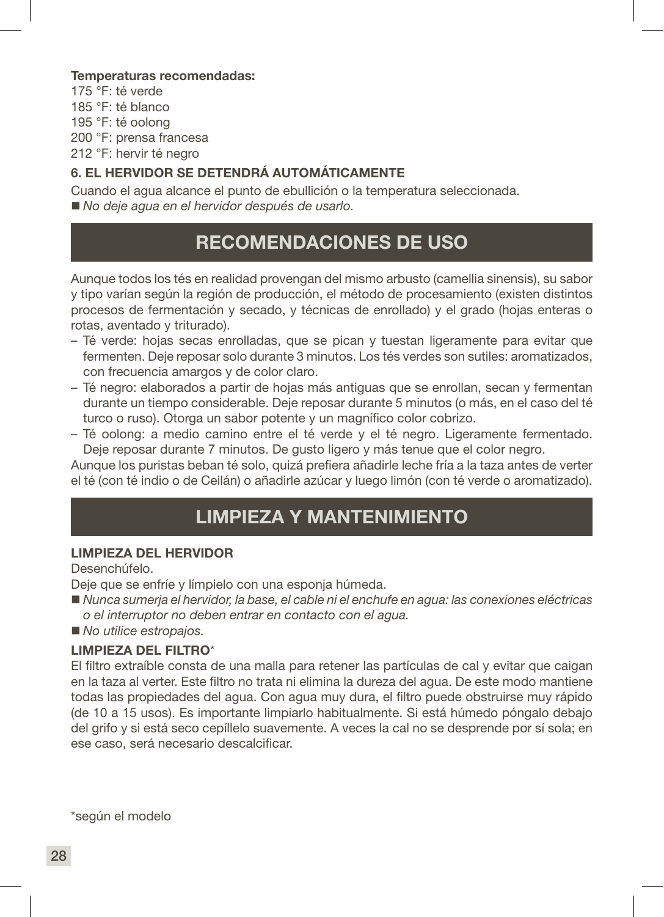**Temperaturas recomendadas:**

175 °F: té verde
185 °F: té blanco
195 °F: té oolong
200 °F: prensa francesa
212 °F: hervir té negro

### 6. EL HERVIDOR SE DETENDRÁ AUTOMÁTICAMENTE

Cuando el agua alcance el punto de ebullición o la temperatura seleccionada.

- *No deje agua en el hervidor después de usarlo.*

## RECOMENDACIONES DE USO

Aunque todos los tés en realidad provengan del mismo arbusto (camellia sinensis), su sabor y tipo varían según la región de producción, el método de procesamiento (existen distintos procesos de fermentación y secado, y técnicas de enrollado) y el grado (hojas enteras o rotas, aventado y triturado).

- Té verde: hojas secas enrolladas, que se pican y tuestan ligeramente para evitar que fermenten. Deje reposar solo durante 3 minutos. Los tés verdes son sutiles: aromatizados, con frecuencia amargos y de color claro.
- Té negro: elaborados a partir de hojas más antiguas que se enrollan, secan y fermentan durante un tiempo considerable. Deje reposar durante 5 minutos (o más, en el caso del té turco o ruso). Otorga un sabor potente y un magnífico color cobrizo.
- Té oolong: a medio camino entre el té verde y el té negro. Ligeramente fermentado. Deje reposar durante 7 minutos. De gusto ligero y más tenue que el color negro.

Aunque los puristas beban té solo, quizá prefiera añadirle leche fría a la taza antes de verter el té (con té indio o de Ceilán) o añadirle azúcar y luego limón (con té verde o aromatizado).

## LIMPIEZA Y MANTENIMIENTO

### LIMPIEZA DEL HERVIDOR

Desenchúfelo.

Deje que se enfríe y límpielo con una esponja húmeda.

- *Nunca sumerja el hervidor, la base, el cable ni el enchufe en agua: las conexiones eléctricas o el interruptor no deben entrar en contacto con el agua.*
- *No utilice estropajos.*

### LIMPIEZA DEL FILTRO*

El filtro extraíble consta de una malla para retener las partículas de cal y evitar que caigan en la taza al verter. Este filtro no trata ni elimina la dureza del agua. De este modo mantiene todas las propiedades del agua. Con agua muy dura, el filtro puede obstruirse muy rápido (de 10 a 15 usos). Es importante limpiarlo habitualmente. Si está húmedo póngalo debajo del grifo y si está seco cepíllelo suavemente. A veces la cal no se desprende por sí sola; en ese caso, será necesario descalcificar.

*según el modelo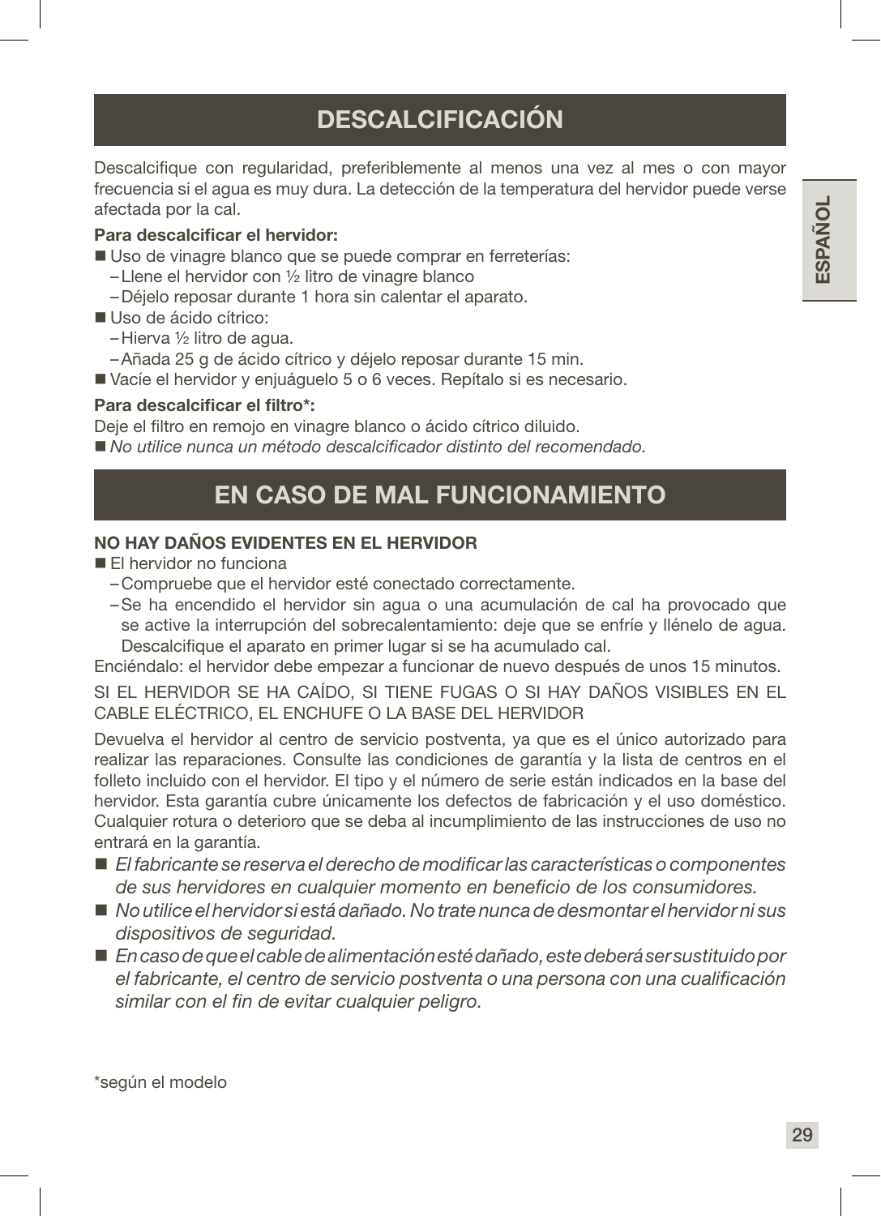## DESCALCIFICACIÓN

Descalcifique con regularidad, preferiblemente al menos una vez al mes o con mayor frecuencia si el agua es muy dura. La detección de la temperatura del hervidor puede verse afectada por la cal.

**Para descalcificar el hervidor:**

- Uso de vinagre blanco que se puede comprar en ferreterías:
  - Llene el hervidor con ½ litro de vinagre blanco
  - Déjelo reposar durante 1 hora sin calentar el aparato.
- Uso de ácido cítrico:
  - Hierva ½ litro de agua.
  - Añada 25 g de ácido cítrico y déjelo reposar durante 15 min.
- Vacíe el hervidor y enjuáguelo 5 o 6 veces. Repítalo si es necesario.

**Para descalcificar el filtro*:**

Deje el filtro en remojo en vinagre blanco o ácido cítrico diluido.

- *No utilice nunca un método descalcificador distinto del recomendado.*

## EN CASO DE MAL FUNCIONAMIENTO

**NO HAY DAÑOS EVIDENTES EN EL HERVIDOR**

- El hervidor no funciona
  - Compruebe que el hervidor esté conectado correctamente.
  - Se ha encendido el hervidor sin agua o una acumulación de cal ha provocado que se active la interrupción del sobrecalentamiento: deje que se enfríe y llénelo de agua. Descalcifique el aparato en primer lugar si se ha acumulado cal.

Enciéndalo: el hervidor debe empezar a funcionar de nuevo después de unos 15 minutos.

SI EL HERVIDOR SE HA CAÍDO, SI TIENE FUGAS O SI HAY DAÑOS VISIBLES EN EL CABLE ELÉCTRICO, EL ENCHUFE O LA BASE DEL HERVIDOR

Devuelva el hervidor al centro de servicio postventa, ya que es el único autorizado para realizar las reparaciones. Consulte las condiciones de garantía y la lista de centros en el folleto incluido con el hervidor. El tipo y el número de serie están indicados en la base del hervidor. Esta garantía cubre únicamente los defectos de fabricación y el uso doméstico. Cualquier rotura o deterioro que se deba al incumplimiento de las instrucciones de uso no entrará en la garantía.

- *El fabricante se reserva el derecho de modificar las características o componentes de sus hervidores en cualquier momento en beneficio de los consumidores.*
- *No utilice el hervidor si está dañado. No trate nunca de desmontar el hervidor ni sus dispositivos de seguridad.*
- *En caso de que el cable de alimentación esté dañado, este deberá ser sustituido por el fabricante, el centro de servicio postventa o una persona con una cualificación similar con el fin de evitar cualquier peligro.*

*según el modelo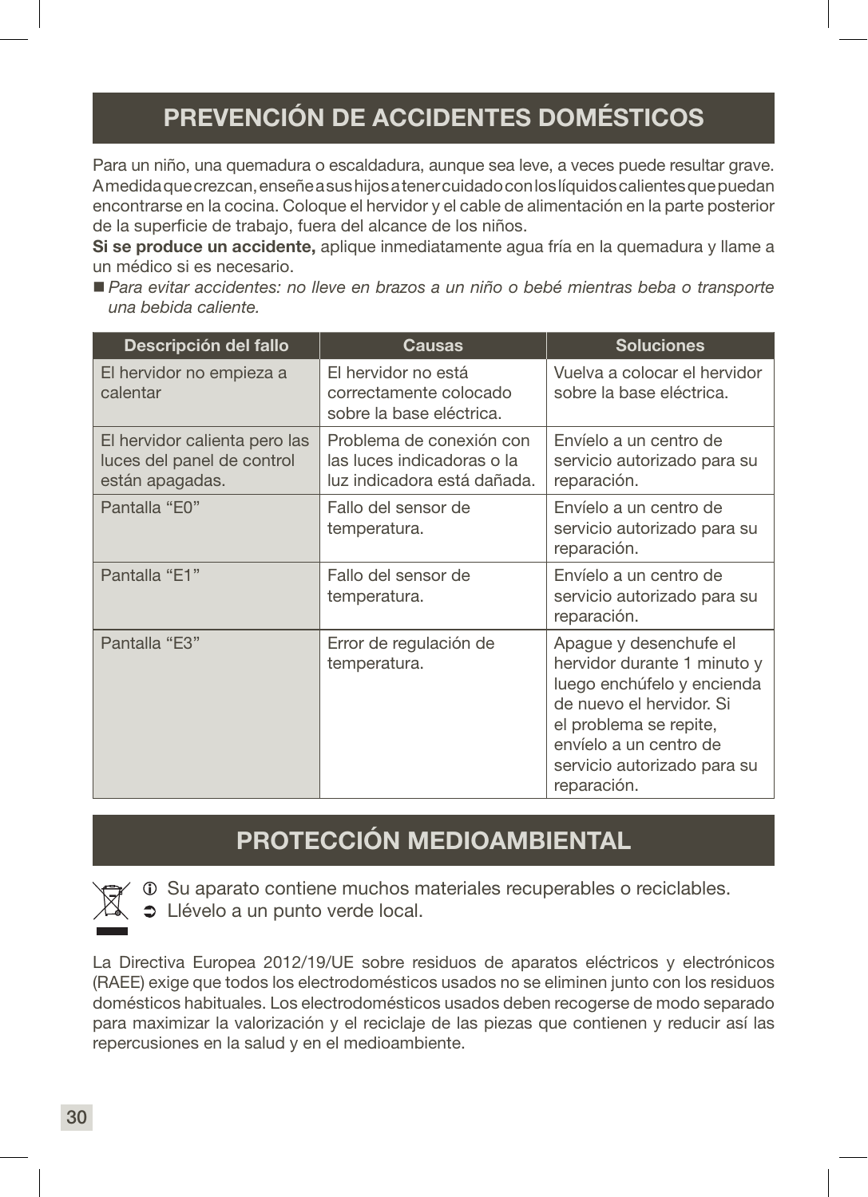## PREVENCIÓN DE ACCIDENTES DOMÉSTICOS

Para un niño, una quemadura o escaldadura, aunque sea leve, a veces puede resultar grave. A medida que crezcan, enseñe a sus hijos a tener cuidado con los líquidos calientes que puedan encontrarse en la cocina. Coloque el hervidor y el cable de alimentación en la parte posterior de la superficie de trabajo, fuera del alcance de los niños.

**Si se produce un accidente,** aplique inmediatamente agua fría en la quemadura y llame a un médico si es necesario.

- *Para evitar accidentes: no lleve en brazos a un niño o bebé mientras beba o transporte una bebida caliente.*

| Descripción del fallo | Causas | Soluciones |
|---|---|---|
| El hervidor no empieza a calentar | El hervidor no está correctamente colocado sobre la base eléctrica. | Vuelva a colocar el hervidor sobre la base eléctrica. |
| El hervidor calienta pero las luces del panel de control están apagadas. | Problema de conexión con las luces indicadoras o la luz indicadora está dañada. | Envíelo a un centro de servicio autorizado para su reparación. |
| Pantalla “E0” | Fallo del sensor de temperatura. | Envíelo a un centro de servicio autorizado para su reparación. |
| Pantalla “E1” | Fallo del sensor de temperatura. | Envíelo a un centro de servicio autorizado para su reparación. |
| Pantalla “E3” | Error de regulación de temperatura. | Apague y desenchufe el hervidor durante 1 minuto y luego enchúfelo y encienda de nuevo el hervidor. Si el problema se repite, envíelo a un centro de servicio autorizado para su reparación. |

## PROTECCIÓN MEDIOAMBIENTAL

ⓘ Su aparato contiene muchos materiales recuperables o reciclables.

➲ Llévelo a un punto verde local.

La Directiva Europea 2012/19/UE sobre residuos de aparatos eléctricos y electrónicos (RAEE) exige que todos los electrodomésticos usados no se eliminen junto con los residuos domésticos habituales. Los electrodomésticos usados deben recogerse de modo separado para maximizar la valorización y el reciclaje de las piezas que contienen y reducir así las repercusiones en la salud y en el medioambiente.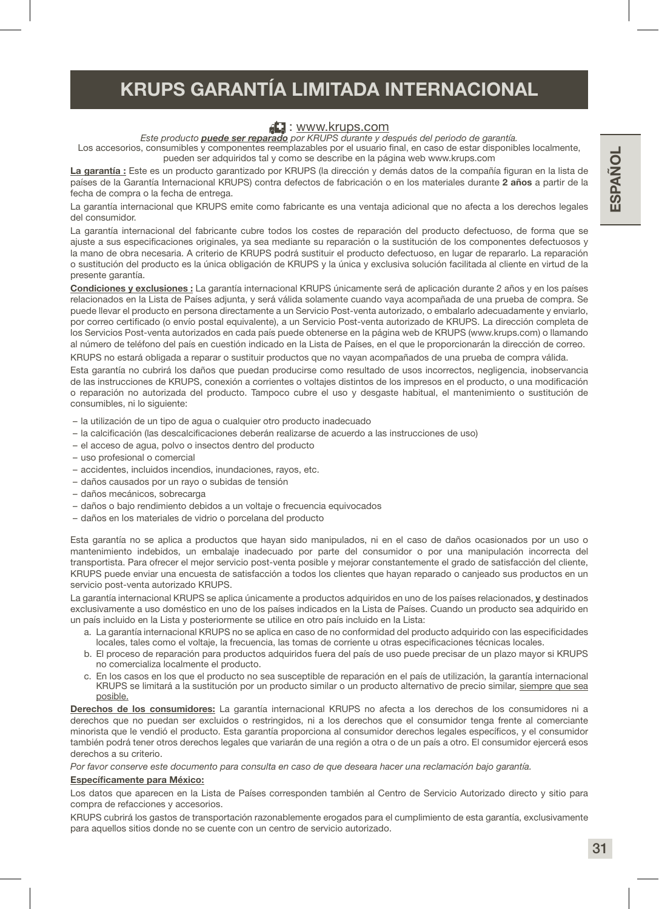# KRUPS GARANTÍA LIMITADA INTERNACIONAL

: www.krups.com

*Este producto **puede ser reparado** por KRUPS durante y después del periodo de garantía.*

Los accesorios, consumibles y componentes reemplazables por el usuario final, en caso de estar disponibles localmente, pueden ser adquiridos tal y como se describe en la página web www.krups.com

**La garantía :** Este es un producto garantizado por KRUPS (la dirección y demás datos de la compañía figuran en la lista de países de la Garantía Internacional KRUPS) contra defectos de fabricación o en los materiales durante **2 años** a partir de la fecha de compra o la fecha de entrega.

La garantía internacional que KRUPS emite como fabricante es una ventaja adicional que no afecta a los derechos legales del consumidor.

La garantía internacional del fabricante cubre todos los costes de reparación del producto defectuoso, de forma que se ajuste a sus especificaciones originales, ya sea mediante su reparación o la sustitución de los componentes defectuosos y la mano de obra necesaria. A criterio de KRUPS podrá sustituir el producto defectuoso, en lugar de repararlo. La reparación o sustitución del producto es la única obligación de KRUPS y la única y exclusiva solución facilitada al cliente en virtud de la presente garantía.

**Condiciones y exclusiones :** La garantía internacional KRUPS únicamente será de aplicación durante 2 años y en los países relacionados en la Lista de Países adjunta, y será válida solamente cuando vaya acompañada de una prueba de compra. Se puede llevar el producto en persona directamente a un Servicio Post-venta autorizado, o embalarlo adecuadamente y enviarlo, por correo certificado (o envío postal equivalente), a un Servicio Post-venta autorizado de KRUPS. La dirección completa de los Servicios Post-venta autorizados en cada país puede obtenerse en la página web de KRUPS (www.krups.com) o llamando al número de teléfono del país en cuestión indicado en la Lista de Países, en el que le proporcionarán la dirección de correo.

KRUPS no estará obligada a reparar o sustituir productos que no vayan acompañados de una prueba de compra válida.

Esta garantía no cubrirá los daños que puedan producirse como resultado de usos incorrectos, negligencia, inobservancia de las instrucciones de KRUPS, conexión a corrientes o voltajes distintos de los impresos en el producto, o una modificación o reparación no autorizada del producto. Tampoco cubre el uso y desgaste habitual, el mantenimiento o sustitución de consumibles, ni lo siguiente:

- la utilización de un tipo de agua o cualquier otro producto inadecuado
- la calcificación (las descalcificaciones deberán realizarse de acuerdo a las instrucciones de uso)
- el acceso de agua, polvo o insectos dentro del producto
- uso profesional o comercial
- accidentes, incluidos incendios, inundaciones, rayos, etc.
- daños causados por un rayo o subidas de tensión
- daños mecánicos, sobrecarga
- daños o bajo rendimiento debidos a un voltaje o frecuencia equivocados
- daños en los materiales de vidrio o porcelana del producto

Esta garantía no se aplica a productos que hayan sido manipulados, ni en el caso de daños ocasionados por un uso o mantenimiento indebidos, un embalaje inadecuado por parte del consumidor o por una manipulación incorrecta del transportista. Para ofrecer el mejor servicio post-venta posible y mejorar constantemente el grado de satisfacción del cliente, KRUPS puede enviar una encuesta de satisfacción a todos los clientes que hayan reparado o canjeado sus productos en un servicio post-venta autorizado KRUPS.

La garantía internacional KRUPS se aplica únicamente a productos adquiridos en uno de los países relacionados, **y** destinados exclusivamente a uso doméstico en uno de los países indicados en la Lista de Países. Cuando un producto sea adquirido en un país incluido en la Lista y posteriormente se utilice en otro país incluido en la Lista:

a. La garantía internacional KRUPS no se aplica en caso de no conformidad del producto adquirido con las especificidades locales, tales como el voltaje, la frecuencia, las tomas de corriente u otras especificaciones técnicas locales.
b. El proceso de reparación para productos adquiridos fuera del país de uso puede precisar de un plazo mayor si KRUPS no comercializa localmente el producto.
c. En los casos en los que el producto no sea susceptible de reparación en el país de utilización, la garantía internacional KRUPS se limitará a la sustitución por un producto similar o un producto alternativo de precio similar, siempre que sea posible.

**Derechos de los consumidores:** La garantía internacional KRUPS no afecta a los derechos de los consumidores ni a derechos que no puedan ser excluidos o restringidos, ni a los derechos que el consumidor tenga frente al comerciante minorista que le vendió el producto. Esta garantía proporciona al consumidor derechos legales específicos, y el consumidor también podrá tener otros derechos legales que variarán de una región a otra o de un país a otro. El consumidor ejercerá esos derechos a su criterio.

*Por favor conserve este documento para consulta en caso de que deseara hacer una reclamación bajo garantía.*

**Específicamente para México:**

Los datos que aparecen en la Lista de Países corresponden también al Centro de Servicio Autorizado directo y sitio para compra de refacciones y accesorios.

KRUPS cubrirá los gastos de transportación razonablemente erogados para el cumplimiento de esta garantía, exclusivamente para aquellos sitios donde no se cuente con un centro de servicio autorizado.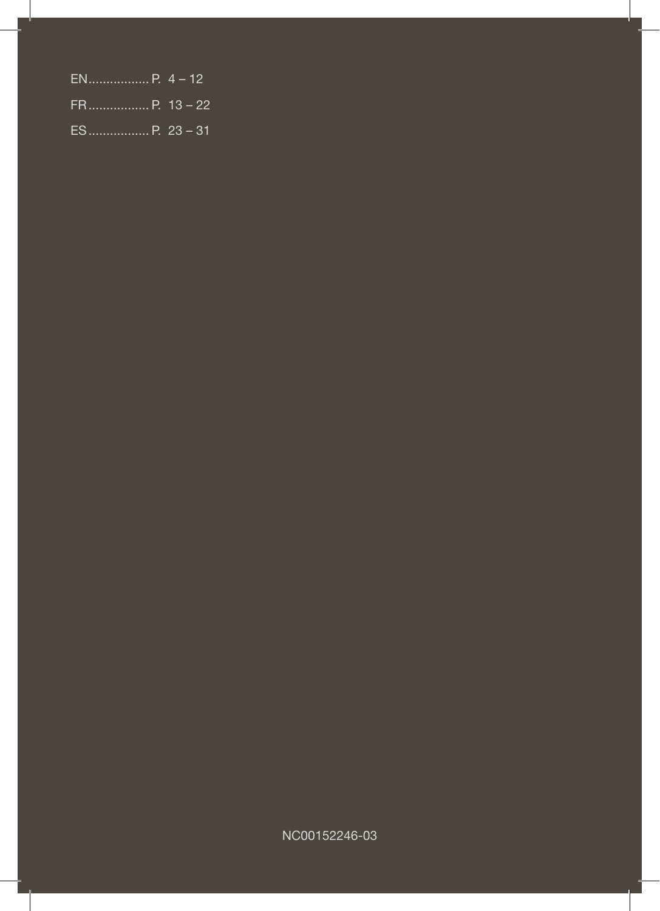EN................. P. 4 – 12

FR................. P. 13 – 22

ES................. P. 23 – 31

NC00152246-03